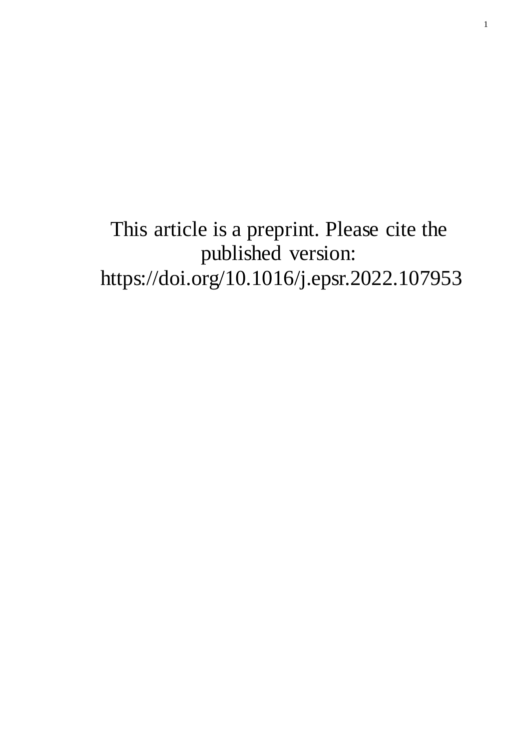This article is a preprint. Please cite the published version: https://doi.org/10.1016/j.epsr.2022.107953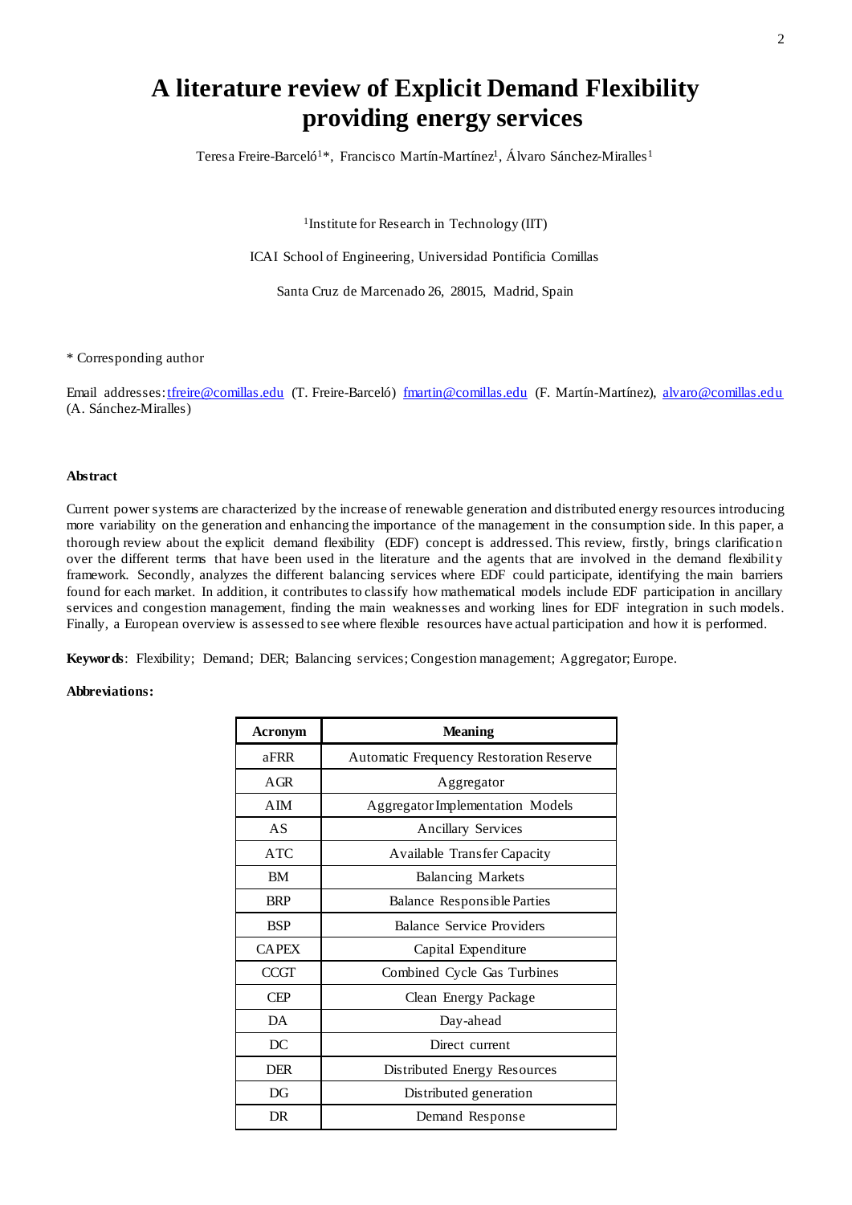# A literature review of Explicit Demand Flexibility providing energy services

Teresa Freire-Barceló[1]*, Francisco Martín-Martínez[1], Álvaro Sánchez-Miralles[1]

[1]Institute for Research in Technology (IIT)

ICAI School of Engineering, Universidad Pontificia Comillas

Santa Cruz de Marcenado 26, 28015, Madrid, Spain

* Corresponding author

Email addresses: tfreire@comillas.edu (T. Freire-Barceló) fmartin@comillas.edu (F. Martín-Martínez), alvaro@comillas.edu (A. Sánchez-Miralles)

#### Abstract

Current power systems are characterized by the increase of renewable generation and distributed energy resources introducing more variability on the generation and enhancing the importance of the management in the consumption side. In this paper, a thorough review about the explicit demand flexibility (EDF) concept is addressed. This review, firstly, brings clarification over the different terms that have been used in the literature and the agents that are involved in the demand flexibility framework. Secondly, analyzes the different balancing services where EDF could participate, identifying the main barriers found for each market. In addition, it contributes to classify how mathematical models include EDF participation in ancillary services and congestion management, finding the main weaknesses and working lines for EDF integration in such models. Finally, a European overview is assessed to see where flexible resources have actual participation and how it is performed.

**Keywords**: Flexibility; Demand; DER; Balancing services; Congestion management; Aggregator; Europe.

**Abbreviations:**

| Acronym | Meaning |
|---|---|
| aFRR | Automatic Frequency Restoration Reserve |
| AGR | Aggregator |
| AIM | Aggregator Implementation Models |
| AS | Ancillary Services |
| ATC | Available Transfer Capacity |
| BM | Balancing Markets |
| BRP | Balance Responsible Parties |
| BSP | Balance Service Providers |
| CAPEX | Capital Expenditure |
| CCGT | Combined Cycle Gas Turbines |
| CEP | Clean Energy Package |
| DA | Day-ahead |
| DC | Direct current |
| DER | Distributed Energy Resources |
| DG | Distributed generation |
| DR | Demand Response |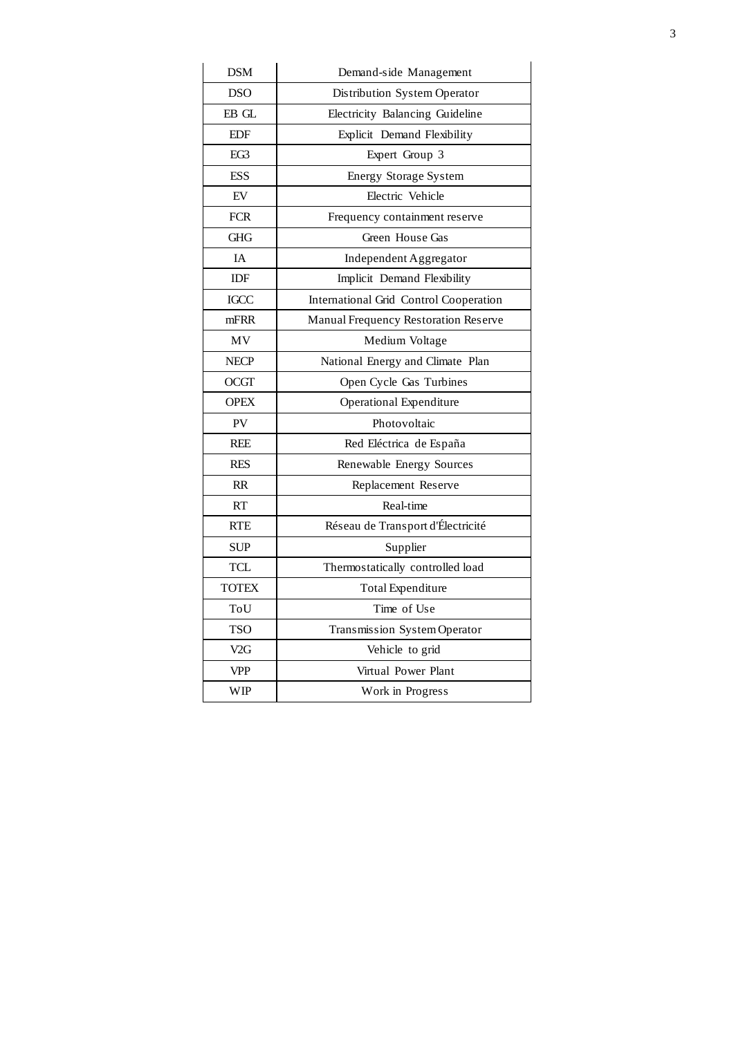| DSM | Demand-side Management |
|---|---|
| DSO | Distribution System Operator |
| EB GL | Electricity Balancing Guideline |
| EDF | Explicit Demand Flexibility |
| EG3 | Expert Group 3 |
| ESS | Energy Storage System |
| EV | Electric Vehicle |
| FCR | Frequency containment reserve |
| GHG | Green House Gas |
| IA | Independent Aggregator |
| IDF | Implicit Demand Flexibility |
| IGCC | International Grid Control Cooperation |
| mFRR | Manual Frequency Restoration Reserve |
| MV | Medium Voltage |
| NECP | National Energy and Climate Plan |
| OCGT | Open Cycle Gas Turbines |
| OPEX | Operational Expenditure |
| PV | Photovoltaic |
| REE | Red Eléctrica de España |
| RES | Renewable Energy Sources |
| RR | Replacement Reserve |
| RT | Real-time |
| RTE | Réseau de Transport d'Électricité |
| SUP | Supplier |
| TCL | Thermostatically controlled load |
| TOTEX | Total Expenditure |
| ToU | Time of Use |
| TSO | Transmission System Operator |
| V2G | Vehicle to grid |
| VPP | Virtual Power Plant |
| WIP | Work in Progress |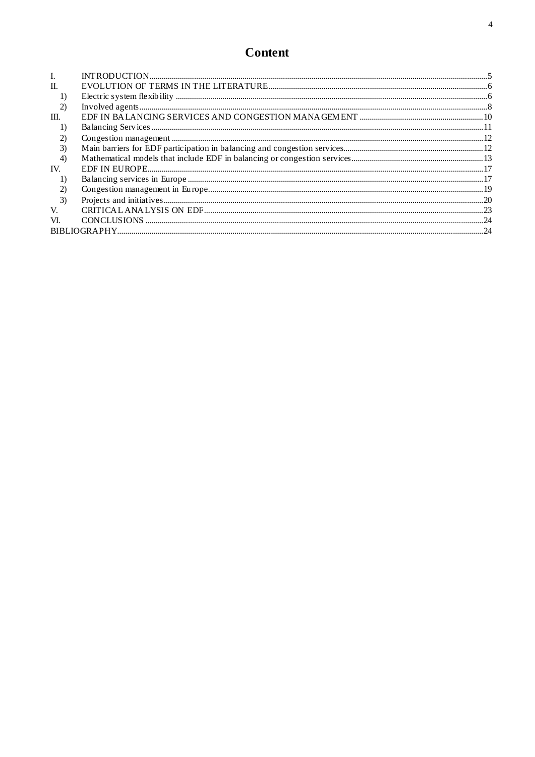# Content

| | | |
|---|---|---|
| I. | INTRODUCTION | 5 |
| II. | EVOLUTION OF TERMS IN THE LITERATURE | 6 |
| 1) | Electric system flexibility | 6 |
| 2) | Involved agents | 8 |
| III. | EDF IN BALANCING SERVICES AND CONGESTION MANAGEMENT | 10 |
| 1) | Balancing Services | 11 |
| 2) | Congestion management | 12 |
| 3) | Main barriers for EDF participation in balancing and congestion services | 12 |
| 4) | Mathematical models that include EDF in balancing or congestion services | 13 |
| IV. | EDF IN EUROPE | 17 |
| 1) | Balancing services in Europe | 17 |
| 2) | Congestion management in Europe | 19 |
| 3) | Projects and initiatives | 20 |
| V. | CRITICAL ANALYSIS ON EDF | 23 |
| VI. | CONCLUSIONS | 24 |
| BIBLIOGRAPHY | | 24 |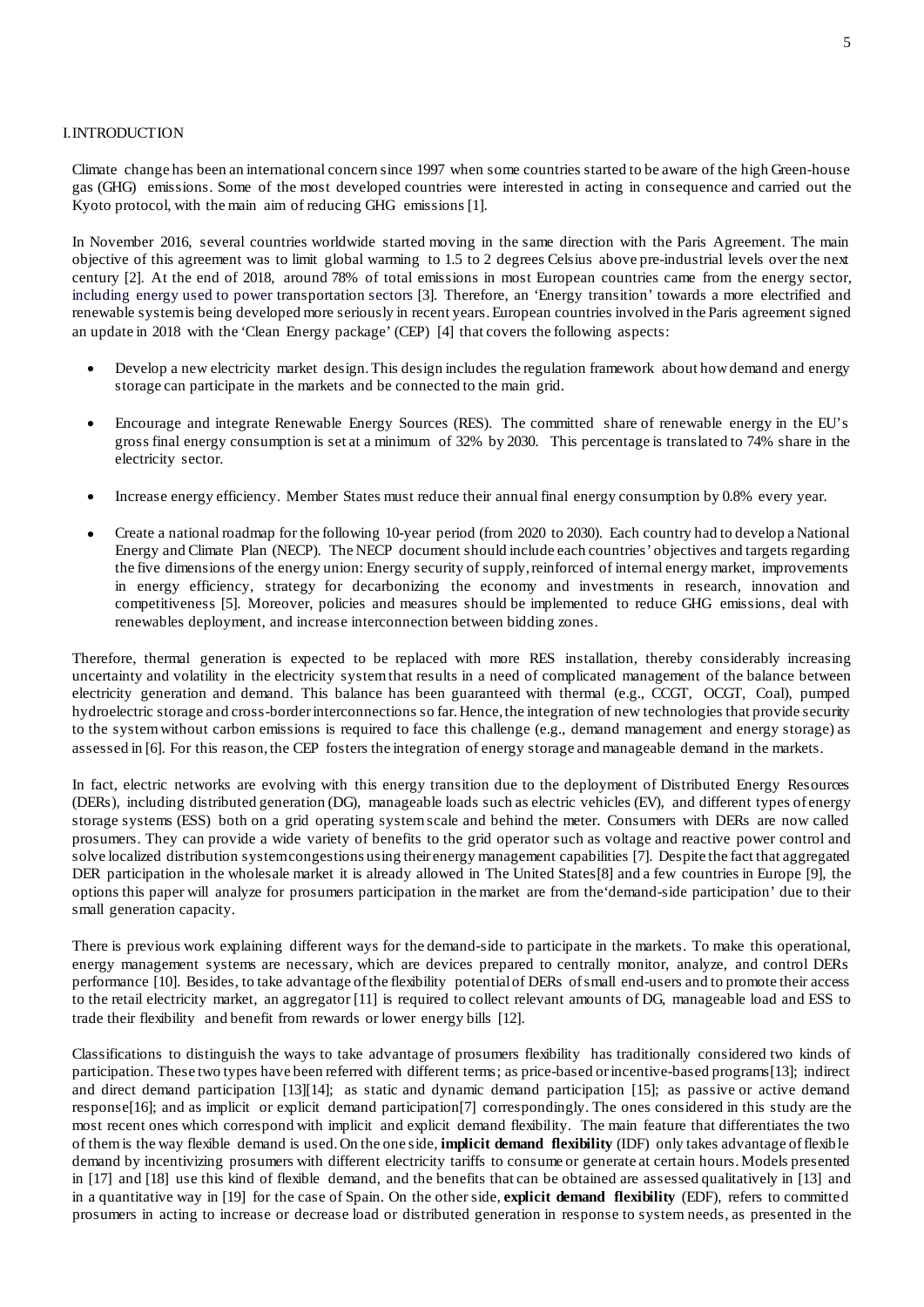# I. INTRODUCTION

Climate change has been an international concern since 1997 when some countries started to be aware of the high Green-house gas (GHG) emissions. Some of the most developed countries were interested in acting in consequence and carried out the Kyoto protocol, with the main aim of reducing GHG emissions [1].

In November 2016, several countries worldwide started moving in the same direction with the Paris Agreement. The main objective of this agreement was to limit global warming to 1.5 to 2 degrees Celsius above pre-industrial levels over the next century [2]. At the end of 2018, around 78% of total emissions in most European countries came from the energy sector, including energy used to power transportation sectors [3]. Therefore, an 'Energy transition' towards a more electrified and renewable system is being developed more seriously in recent years. European countries involved in the Paris agreement signed an update in 2018 with the 'Clean Energy package' (CEP) [4] that covers the following aspects:

- Develop a new electricity market design. This design includes the regulation framework about how demand and energy storage can participate in the markets and be connected to the main grid.
- Encourage and integrate Renewable Energy Sources (RES). The committed share of renewable energy in the EU's gross final energy consumption is set at a minimum of 32% by 2030. This percentage is translated to 74% share in the electricity sector.
- Increase energy efficiency. Member States must reduce their annual final energy consumption by 0.8% every year.
- Create a national roadmap for the following 10-year period (from 2020 to 2030). Each country had to develop a National Energy and Climate Plan (NECP). The NECP document should include each countries' objectives and targets regarding the five dimensions of the energy union: Energy security of supply, reinforced of internal energy market, improvements in energy efficiency, strategy for decarbonizing the economy and investments in research, innovation and competitiveness [5]. Moreover, policies and measures should be implemented to reduce GHG emissions, deal with renewables deployment, and increase interconnection between bidding zones.

Therefore, thermal generation is expected to be replaced with more RES installation, thereby considerably increasing uncertainty and volatility in the electricity system that results in a need of complicated management of the balance between electricity generation and demand. This balance has been guaranteed with thermal (e.g., CCGT, OCGT, Coal), pumped hydroelectric storage and cross-border interconnections so far. Hence, the integration of new technologies that provide security to the system without carbon emissions is required to face this challenge (e.g., demand management and energy storage) as assessed in [6]. For this reason, the CEP fosters the integration of energy storage and manageable demand in the markets.

In fact, electric networks are evolving with this energy transition due to the deployment of Distributed Energy Resources (DERs), including distributed generation (DG), manageable loads such as electric vehicles (EV), and different types of energy storage systems (ESS) both on a grid operating system scale and behind the meter. Consumers with DERs are now called prosumers. They can provide a wide variety of benefits to the grid operator such as voltage and reactive power control and solve localized distribution system congestions using their energy management capabilities [7]. Despite the fact that aggregated DER participation in the wholesale market it is already allowed in The United States[8] and a few countries in Europe [9], the options this paper will analyze for prosumers participation in the market are from the'demand-side participation' due to their small generation capacity.

There is previous work explaining different ways for the demand-side to participate in the markets. To make this operational, energy management systems are necessary, which are devices prepared to centrally monitor, analyze, and control DERs performance [10]. Besides, to take advantage of the flexibility potential of DERs of small end-users and to promote their access to the retail electricity market, an aggregator [11] is required to collect relevant amounts of DG, manageable load and ESS to trade their flexibility and benefit from rewards or lower energy bills [12].

Classifications to distinguish the ways to take advantage of prosumers flexibility has traditionally considered two kinds of participation. These two types have been referred with different terms; as price-based or incentive-based programs[13]; indirect and direct demand participation [13][14]; as static and dynamic demand participation [15]; as passive or active demand response[16]; and as implicit or explicit demand participation[7] correspondingly. The ones considered in this study are the most recent ones which correspond with implicit and explicit demand flexibility. The main feature that differentiates the two of them is the way flexible demand is used. On the one side, **implicit demand flexibility** (IDF) only takes advantage of flexible demand by incentivizing prosumers with different electricity tariffs to consume or generate at certain hours. Models presented in [17] and [18] use this kind of flexible demand, and the benefits that can be obtained are assessed qualitatively in [13] and in a quantitative way in [19] for the case of Spain. On the other side, **explicit demand flexibility** (EDF), refers to committed prosumers in acting to increase or decrease load or distributed generation in response to system needs, as presented in the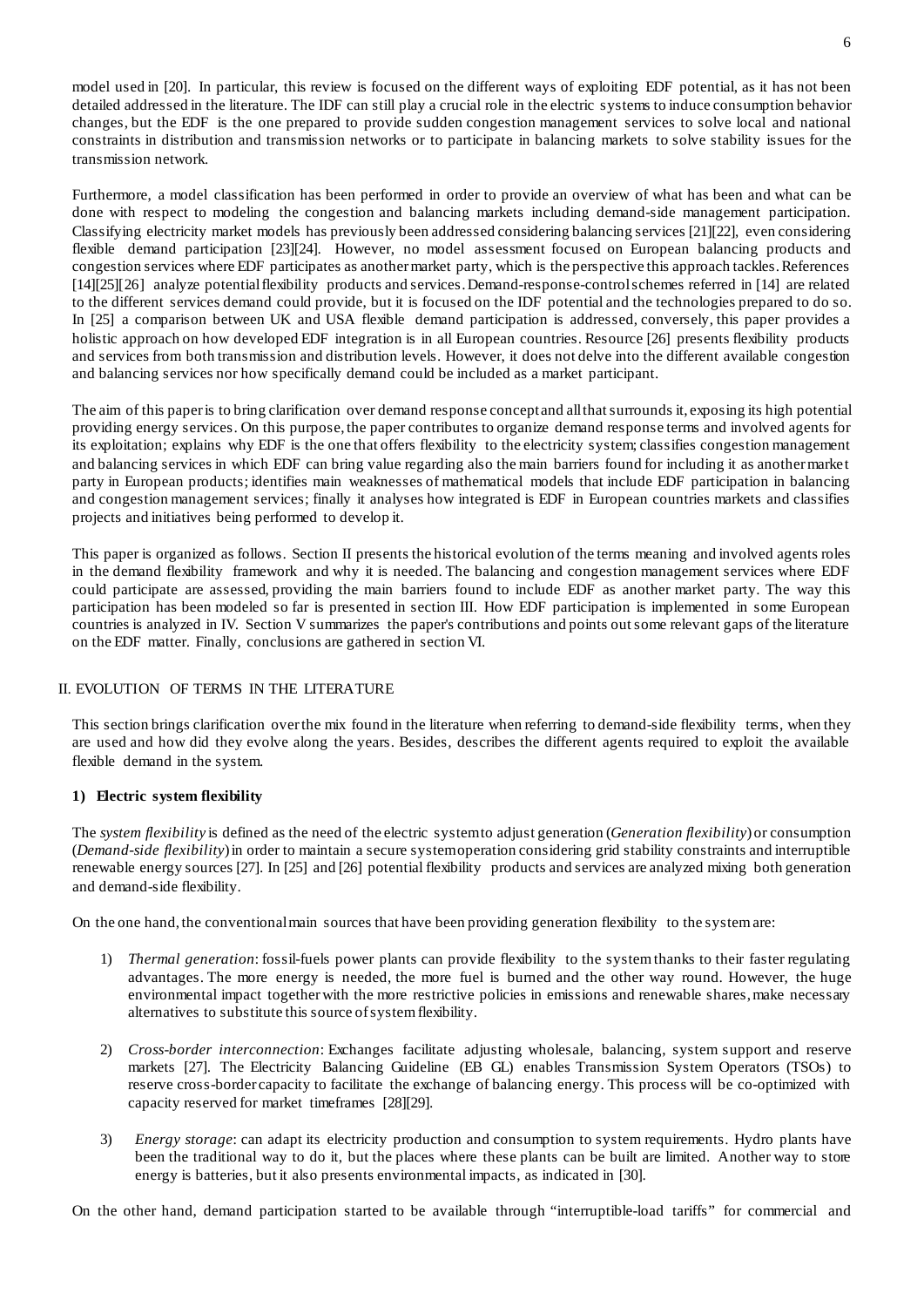model used in [20]. In particular, this review is focused on the different ways of exploiting EDF potential, as it has not been detailed addressed in the literature. The IDF can still play a crucial role in the electric systems to induce consumption behavior changes, but the EDF is the one prepared to provide sudden congestion management services to solve local and national constraints in distribution and transmission networks or to participate in balancing markets to solve stability issues for the transmission network.

Furthermore, a model classification has been performed in order to provide an overview of what has been and what can be done with respect to modeling the congestion and balancing markets including demand-side management participation. Classifying electricity market models has previously been addressed considering balancing services [21][22], even considering flexible demand participation [23][24]. However, no model assessment focused on European balancing products and congestion services where EDF participates as another market party, which is the perspective this approach tackles. References [14][25][26] analyze potential flexibility products and services. Demand-response-control schemes referred in [14] are related to the different services demand could provide, but it is focused on the IDF potential and the technologies prepared to do so. In [25] a comparison between UK and USA flexible demand participation is addressed, conversely, this paper provides a holistic approach on how developed EDF integration is in all European countries. Resource [26] presents flexibility products and services from both transmission and distribution levels. However, it does not delve into the different available congestion and balancing services nor how specifically demand could be included as a market participant.

The aim of this paper is to bring clarification over demand response concept and all that surrounds it, exposing its high potential providing energy services. On this purpose, the paper contributes to organize demand response terms and involved agents for its exploitation; explains why EDF is the one that offers flexibility to the electricity system; classifies congestion management and balancing services in which EDF can bring value regarding also the main barriers found for including it as another market party in European products; identifies main weaknesses of mathematical models that include EDF participation in balancing and congestion management services; finally it analyses how integrated is EDF in European countries markets and classifies projects and initiatives being performed to develop it.

This paper is organized as follows. Section II presents the historical evolution of the terms meaning and involved agents roles in the demand flexibility framework and why it is needed. The balancing and congestion management services where EDF could participate are assessed, providing the main barriers found to include EDF as another market party. The way this participation has been modeled so far is presented in section III. How EDF participation is implemented in some European countries is analyzed in IV. Section V summarizes the paper's contributions and points out some relevant gaps of the literature on the EDF matter. Finally, conclusions are gathered in section VI.

## II. EVOLUTION OF TERMS IN THE LITERATURE

This section brings clarification over the mix found in the literature when referring to demand-side flexibility terms, when they are used and how did they evolve along the years. Besides, describes the different agents required to exploit the available flexible demand in the system.

### 1) Electric system flexibility

The *system flexibility* is defined as the need of the electric system to adjust generation (*Generation flexibility*) or consumption (*Demand-side flexibility*) in order to maintain a secure system operation considering grid stability constraints and interruptible renewable energy sources [27]. In [25] and [26] potential flexibility products and services are analyzed mixing both generation and demand-side flexibility.

On the one hand, the conventional main sources that have been providing generation flexibility to the system are:

1) *Thermal generation*: fossil-fuels power plants can provide flexibility to the system thanks to their faster regulating advantages. The more energy is needed, the more fuel is burned and the other way round. However, the huge environmental impact together with the more restrictive policies in emissions and renewable shares, make necessary alternatives to substitute this source of system flexibility.

2) *Cross-border interconnection*: Exchanges facilitate adjusting wholesale, balancing, system support and reserve markets [27]. The Electricity Balancing Guideline (EB GL) enables Transmission System Operators (TSOs) to reserve cross-border capacity to facilitate the exchange of balancing energy. This process will be co-optimized with capacity reserved for market timeframes [28][29].

3) *Energy storage*: can adapt its electricity production and consumption to system requirements. Hydro plants have been the traditional way to do it, but the places where these plants can be built are limited. Another way to store energy is batteries, but it also presents environmental impacts, as indicated in [30].

On the other hand, demand participation started to be available through "interruptible-load tariffs" for commercial and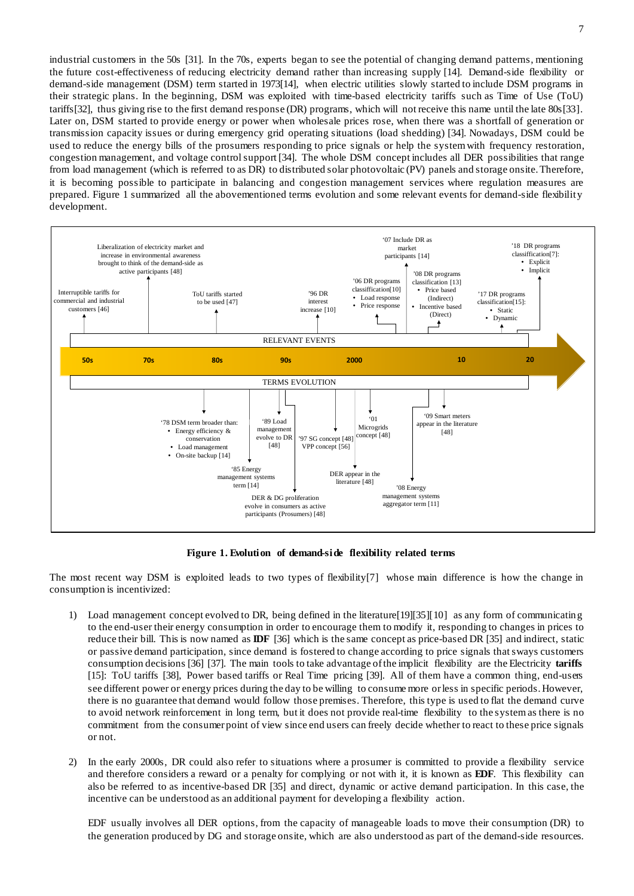industrial customers in the 50s [31]. In the 70s, experts began to see the potential of changing demand patterns, mentioning the future cost-effectiveness of reducing electricity demand rather than increasing supply [14]. Demand-side flexibility or demand-side management (DSM) term started in 1973[14], when electric utilities slowly started to include DSM programs in their strategic plans. In the beginning, DSM was exploited with time-based electricity tariffs such as Time of Use (ToU) tariffs[32], thus giving rise to the first demand response (DR) programs, which will not receive this name until the late 80s[33]. Later on, DSM started to provide energy or power when wholesale prices rose, when there was a shortfall of generation or transmission capacity issues or during emergency grid operating situations (load shedding) [34]. Nowadays, DSM could be used to reduce the energy bills of the prosumers responding to price signals or help the system with frequency restoration, congestion management, and voltage control support [34]. The whole DSM concept includes all DER possibilities that range from load management (which is referred to as DR) to distributed solar photovoltaic (PV) panels and storage onsite. Therefore, it is becoming possible to participate in balancing and congestion management services where regulation measures are prepared. Figure 1 summarized all the abovementioned terms evolution and some relevant events for demand-side flexibility development.

**Figure 1. Evolution of demand-side flexibility related terms**

The most recent way DSM is exploited leads to two types of flexibility[7] whose main difference is how the change in consumption is incentivized:

1) Load management concept evolved to DR, being defined in the literature[19][35][10] as any form of communicating to the end-user their energy consumption in order to encourage them to modify it, responding to changes in prices to reduce their bill. This is now named as **IDF** [36] which is the same concept as price-based DR [35] and indirect, static or passive demand participation, since demand is fostered to change according to price signals that sways customers consumption decisions [36] [37]. The main tools to take advantage of the implicit flexibility are the Electricity **tariffs** [15]: ToU tariffs [38], Power based tariffs or Real Time pricing [39]. All of them have a common thing, end-users see different power or energy prices during the day to be willing to consume more or less in specific periods. However, there is no guarantee that demand would follow those premises. Therefore, this type is used to flat the demand curve to avoid network reinforcement in long term, but it does not provide real-time flexibility to the system as there is no commitment from the consumer point of view since end users can freely decide whether to react to these price signals or not.

2) In the early 2000s, DR could also refer to situations where a prosumer is committed to provide a flexibility service and therefore considers a reward or a penalty for complying or not with it, it is known as **EDF**. This flexibility can also be referred to as incentive-based DR [35] and direct, dynamic or active demand participation. In this case, the incentive can be understood as an additional payment for developing a flexibility action.

   EDF usually involves all DER options, from the capacity of manageable loads to move their consumption (DR) to the generation produced by DG and storage onsite, which are also understood as part of the demand-side resources.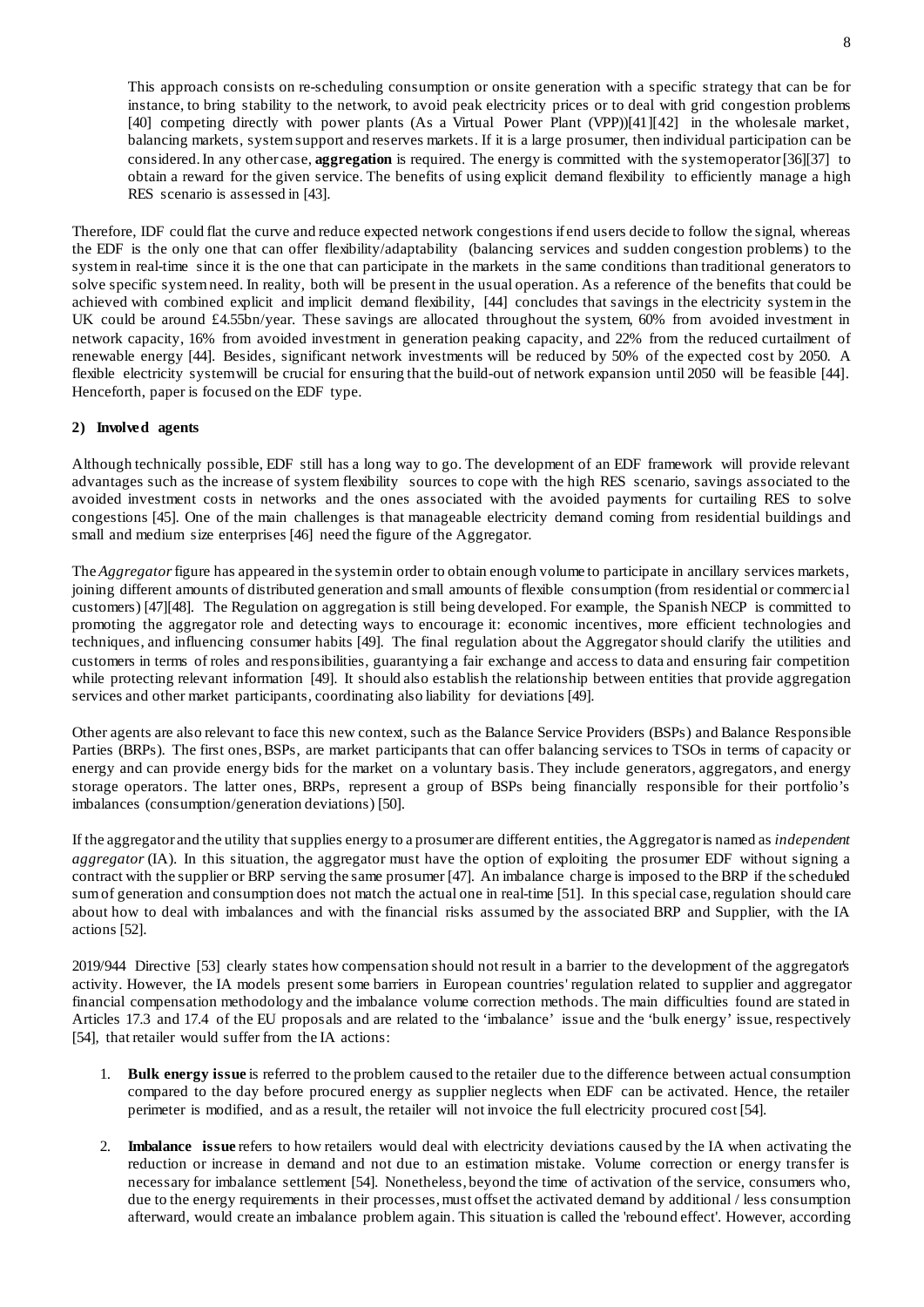This approach consists on re-scheduling consumption or onsite generation with a specific strategy that can be for instance, to bring stability to the network, to avoid peak electricity prices or to deal with grid congestion problems [40] competing directly with power plants (As a Virtual Power Plant (VPP))[41][42] in the wholesale market, balancing markets, system support and reserves markets. If it is a large prosumer, then individual participation can be considered. In any other case, **aggregation** is required. The energy is committed with the system operator [36][37] to obtain a reward for the given service. The benefits of using explicit demand flexibility to efficiently manage a high RES scenario is assessed in [43].

Therefore, IDF could flat the curve and reduce expected network congestions if end users decide to follow the signal, whereas the EDF is the only one that can offer flexibility/adaptability (balancing services and sudden congestion problems) to the system in real-time since it is the one that can participate in the markets in the same conditions than traditional generators to solve specific system need. In reality, both will be present in the usual operation. As a reference of the benefits that could be achieved with combined explicit and implicit demand flexibility, [44] concludes that savings in the electricity system in the UK could be around £4.55bn/year. These savings are allocated throughout the system, 60% from avoided investment in network capacity, 16% from avoided investment in generation peaking capacity, and 22% from the reduced curtailment of renewable energy [44]. Besides, significant network investments will be reduced by 50% of the expected cost by 2050. A flexible electricity system will be crucial for ensuring that the build-out of network expansion until 2050 will be feasible [44]. Henceforth, paper is focused on the EDF type.

**2) Involved agents**

Although technically possible, EDF still has a long way to go. The development of an EDF framework will provide relevant advantages such as the increase of system flexibility sources to cope with the high RES scenario, savings associated to the avoided investment costs in networks and the ones associated with the avoided payments for curtailing RES to solve congestions [45]. One of the main challenges is that manageable electricity demand coming from residential buildings and small and medium size enterprises [46] need the figure of the Aggregator.

The *Aggregator* figure has appeared in the system in order to obtain enough volume to participate in ancillary services markets, joining different amounts of distributed generation and small amounts of flexible consumption (from residential or commercial customers) [47][48]. The Regulation on aggregation is still being developed. For example, the Spanish NECP is committed to promoting the aggregator role and detecting ways to encourage it: economic incentives, more efficient technologies and techniques, and influencing consumer habits [49]. The final regulation about the Aggregator should clarify the utilities and customers in terms of roles and responsibilities, guarantying a fair exchange and access to data and ensuring fair competition while protecting relevant information [49]. It should also establish the relationship between entities that provide aggregation services and other market participants, coordinating also liability for deviations [49].

Other agents are also relevant to face this new context, such as the Balance Service Providers (BSPs) and Balance Responsible Parties (BRPs). The first ones, BSPs, are market participants that can offer balancing services to TSOs in terms of capacity or energy and can provide energy bids for the market on a voluntary basis. They include generators, aggregators, and energy storage operators. The latter ones, BRPs, represent a group of BSPs being financially responsible for their portfolio's imbalances (consumption/generation deviations) [50].

If the aggregator and the utility that supplies energy to a prosumer are different entities, the Aggregator is named as *independent aggregator* (IA). In this situation, the aggregator must have the option of exploiting the prosumer EDF without signing a contract with the supplier or BRP serving the same prosumer [47]. An imbalance charge is imposed to the BRP if the scheduled sum of generation and consumption does not match the actual one in real-time [51]. In this special case, regulation should care about how to deal with imbalances and with the financial risks assumed by the associated BRP and Supplier, with the IA actions [52].

2019/944 Directive [53] clearly states how compensation should not result in a barrier to the development of the aggregator's activity. However, the IA models present some barriers in European countries' regulation related to supplier and aggregator financial compensation methodology and the imbalance volume correction methods. The main difficulties found are stated in Articles 17.3 and 17.4 of the EU proposals and are related to the 'imbalance' issue and the 'bulk energy' issue, respectively [54], that retailer would suffer from the IA actions:

1. **Bulk energy issue** is referred to the problem caused to the retailer due to the difference between actual consumption compared to the day before procured energy as supplier neglects when EDF can be activated. Hence, the retailer perimeter is modified, and as a result, the retailer will not invoice the full electricity procured cost [54].

2. **Imbalance issue** refers to how retailers would deal with electricity deviations caused by the IA when activating the reduction or increase in demand and not due to an estimation mistake. Volume correction or energy transfer is necessary for imbalance settlement [54]. Nonetheless, beyond the time of activation of the service, consumers who, due to the energy requirements in their processes, must offset the activated demand by additional / less consumption afterward, would create an imbalance problem again. This situation is called the 'rebound effect'. However, according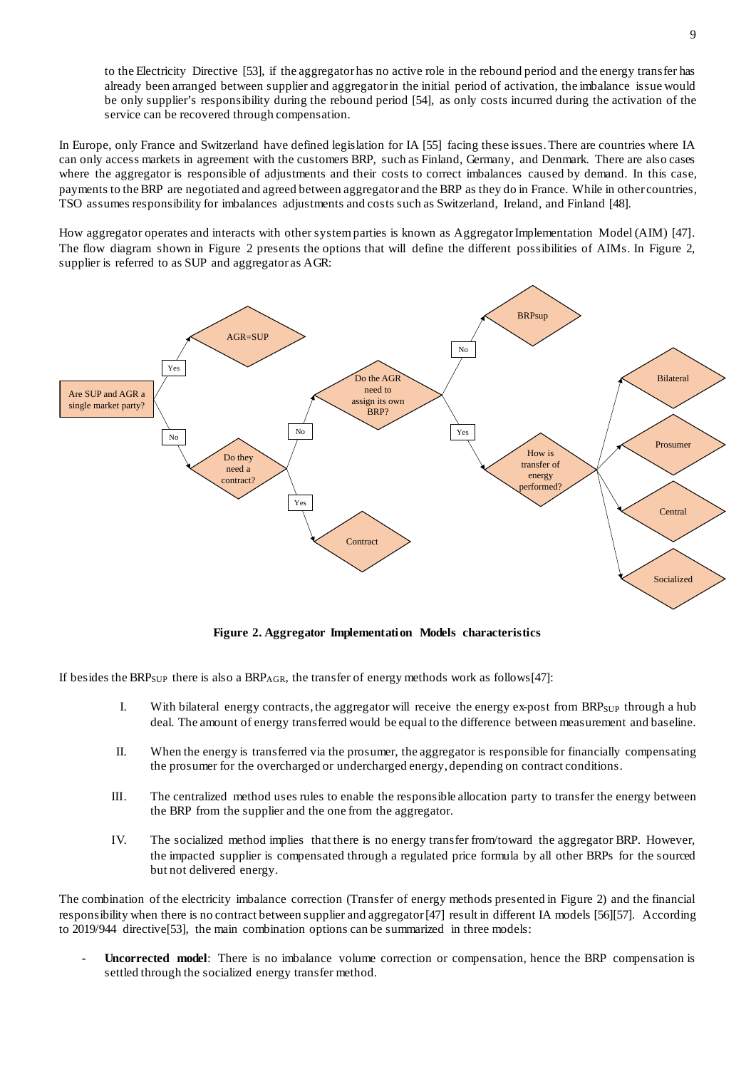to the Electricity Directive [53], if the aggregator has no active role in the rebound period and the energy transfer has already been arranged between supplier and aggregator in the initial period of activation, the imbalance issue would be only supplier's responsibility during the rebound period [54], as only costs incurred during the activation of the service can be recovered through compensation.

In Europe, only France and Switzerland have defined legislation for IA [55] facing these issues. There are countries where IA can only access markets in agreement with the customers BRP, such as Finland, Germany, and Denmark. There are also cases where the aggregator is responsible of adjustments and their costs to correct imbalances caused by demand. In this case, payments to the BRP are negotiated and agreed between aggregator and the BRP as they do in France. While in other countries, TSO assumes responsibility for imbalances adjustments and costs such as Switzerland, Ireland, and Finland [48].

How aggregator operates and interacts with other system parties is known as Aggregator Implementation Model (AIM) [47]. The flow diagram shown in Figure 2 presents the options that will define the different possibilities of AIMs. In Figure 2, supplier is referred to as SUP and aggregator as AGR:

**Figure 2. Aggregator Implementation Models characteristics**

If besides the $BRP_{SUP}$ there is also a $BRP_{AGR}$, the transfer of energy methods work as follows[47]:

I. With bilateral energy contracts, the aggregator will receive the energy ex-post from $BRP_{SUP}$ through a hub deal. The amount of energy transferred would be equal to the difference between measurement and baseline.

II. When the energy is transferred via the prosumer, the aggregator is responsible for financially compensating the prosumer for the overcharged or undercharged energy, depending on contract conditions.

III. The centralized method uses rules to enable the responsible allocation party to transfer the energy between the BRP from the supplier and the one from the aggregator.

IV. The socialized method implies that there is no energy transfer from/toward the aggregator BRP. However, the impacted supplier is compensated through a regulated price formula by all other BRPs for the sourced but not delivered energy.

The combination of the electricity imbalance correction (Transfer of energy methods presented in Figure 2) and the financial responsibility when there is no contract between supplier and aggregator [47] result in different IA models [56][57]. According to 2019/944 directive[53], the main combination options can be summarized in three models:

- **Uncorrected model**: There is no imbalance volume correction or compensation, hence the BRP compensation is settled through the socialized energy transfer method.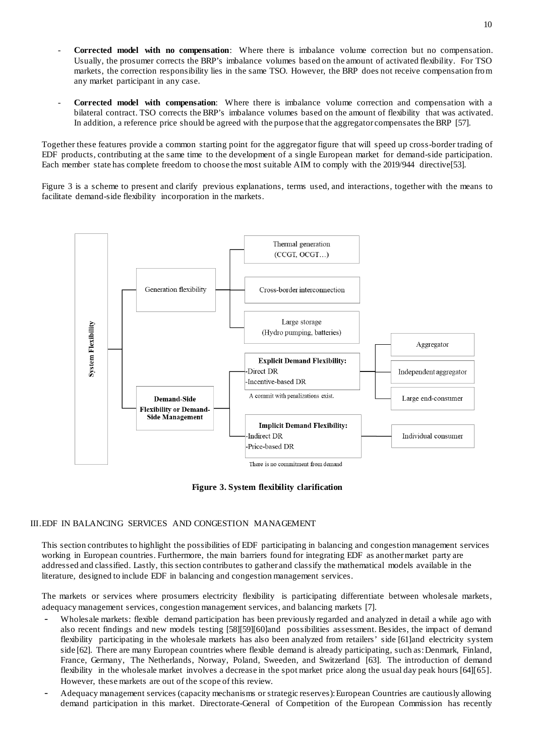- **Corrected model with no compensation**: Where there is imbalance volume correction but no compensation. Usually, the prosumer corrects the BRP's imbalance volumes based on the amount of activated flexibility. For TSO markets, the correction responsibility lies in the same TSO. However, the BRP does not receive compensation from any market participant in any case.
- **Corrected model with compensation**: Where there is imbalance volume correction and compensation with a bilateral contract. TSO corrects the BRP's imbalance volumes based on the amount of flexibility that was activated. In addition, a reference price should be agreed with the purpose that the aggregator compensates the BRP [57].

Together these features provide a common starting point for the aggregator figure that will speed up cross-border trading of EDF products, contributing at the same time to the development of a single European market for demand-side participation. Each member state has complete freedom to choose the most suitable AIM to comply with the 2019/944 directive[53].

Figure 3 is a scheme to present and clarify previous explanations, terms used, and interactions, together with the means to facilitate demand-side flexibility incorporation in the markets.

- **System Flexibility**
  - Generation flexibility
    - Thermal generation (CCGT, OCGT…)
    - Cross-border interconnection
    - Large storage (Hydro pumping, batteries)
  - **Demand-Side Flexibility or Demand-Side Management**
    - **Explicit Demand Flexibility:** -Direct DR -Incentive-based DR (A commit with penalizations exist.)
      - Aggregator
      - Independent aggregator
      - Large end-consumer
    - **Implicit Demand Flexibility:** -Indirect DR -Price-based DR (There is no commitment from demand)
      - Individual consumer

**Figure 3. System flexibility clarification**

## III. EDF IN BALANCING SERVICES AND CONGESTION MANAGEMENT

This section contributes to highlight the possibilities of EDF participating in balancing and congestion management services working in European countries. Furthermore, the main barriers found for integrating EDF as another market party are addressed and classified. Lastly, this section contributes to gather and classify the mathematical models available in the literature, designed to include EDF in balancing and congestion management services.

The markets or services where prosumers electricity flexibility is participating differentiate between wholesale markets, adequacy management services, congestion management services, and balancing markets [7].

- Wholesale markets: flexible demand participation has been previously regarded and analyzed in detail a while ago with also recent findings and new models testing [58][59][60]and possibilities assessment. Besides, the impact of demand flexibility participating in the wholesale markets has also been analyzed from retailers' side [61]and electricity system side [62]. There are many European countries where flexible demand is already participating, such as: Denmark, Finland, France, Germany, The Netherlands, Norway, Poland, Sweeden, and Switzerland [63]. The introduction of demand flexibility in the wholesale market involves a decrease in the spot market price along the usual day peak hours [64][65]. However, these markets are out of the scope of this review.
- Adequacy management services (capacity mechanisms or strategic reserves): European Countries are cautiously allowing demand participation in this market. Directorate-General of Competition of the European Commission has recently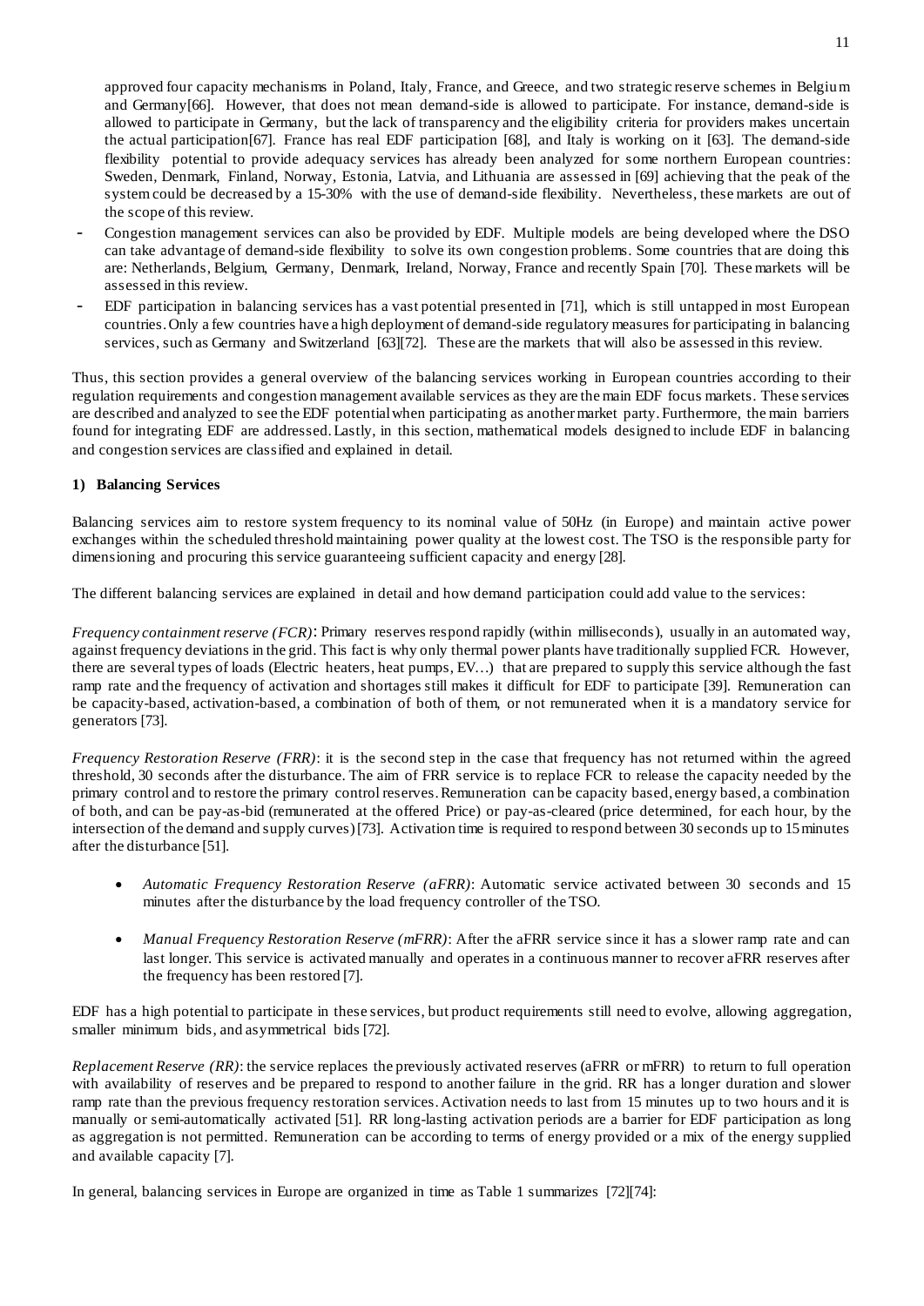approved four capacity mechanisms in Poland, Italy, France, and Greece, and two strategic reserve schemes in Belgium and Germany[66]. However, that does not mean demand-side is allowed to participate. For instance, demand-side is allowed to participate in Germany, but the lack of transparency and the eligibility criteria for providers makes uncertain the actual participation[67]. France has real EDF participation [68], and Italy is working on it [63]. The demand-side flexibility potential to provide adequacy services has already been analyzed for some northern European countries: Sweden, Denmark, Finland, Norway, Estonia, Latvia, and Lithuania are assessed in [69] achieving that the peak of the system could be decreased by a 15-30% with the use of demand-side flexibility. Nevertheless, these markets are out of the scope of this review.

- Congestion management services can also be provided by EDF. Multiple models are being developed where the DSO can take advantage of demand-side flexibility to solve its own congestion problems. Some countries that are doing this are: Netherlands, Belgium, Germany, Denmark, Ireland, Norway, France and recently Spain [70]. These markets will be assessed in this review.
- EDF participation in balancing services has a vast potential presented in [71], which is still untapped in most European countries. Only a few countries have a high deployment of demand-side regulatory measures for participating in balancing services, such as Germany and Switzerland [63][72]. These are the markets that will also be assessed in this review.

Thus, this section provides a general overview of the balancing services working in European countries according to their regulation requirements and congestion management available services as they are the main EDF focus markets. These services are described and analyzed to see the EDF potential when participating as another market party. Furthermore, the main barriers found for integrating EDF are addressed. Lastly, in this section, mathematical models designed to include EDF in balancing and congestion services are classified and explained in detail.

#### 1) Balancing Services

Balancing services aim to restore system frequency to its nominal value of 50Hz (in Europe) and maintain active power exchanges within the scheduled threshold maintaining power quality at the lowest cost. The TSO is the responsible party for dimensioning and procuring this service guaranteeing sufficient capacity and energy [28].

The different balancing services are explained in detail and how demand participation could add value to the services:

*Frequency containment reserve (FCR)*: Primary reserves respond rapidly (within milliseconds), usually in an automated way, against frequency deviations in the grid. This fact is why only thermal power plants have traditionally supplied FCR. However, there are several types of loads (Electric heaters, heat pumps, EV…) that are prepared to supply this service although the fast ramp rate and the frequency of activation and shortages still makes it difficult for EDF to participate [39]. Remuneration can be capacity-based, activation-based, a combination of both of them, or not remunerated when it is a mandatory service for generators [73].

*Frequency Restoration Reserve (FRR)*: it is the second step in the case that frequency has not returned within the agreed threshold, 30 seconds after the disturbance. The aim of FRR service is to replace FCR to release the capacity needed by the primary control and to restore the primary control reserves. Remuneration can be capacity based, energy based, a combination of both, and can be pay-as-bid (remunerated at the offered Price) or pay-as-cleared (price determined, for each hour, by the intersection of the demand and supply curves) [73]. Activation time is required to respond between 30 seconds up to 15 minutes after the disturbance [51].

- *Automatic Frequency Restoration Reserve (aFRR)*: Automatic service activated between 30 seconds and 15 minutes after the disturbance by the load frequency controller of the TSO.
- *Manual Frequency Restoration Reserve (mFRR)*: After the aFRR service since it has a slower ramp rate and can last longer. This service is activated manually and operates in a continuous manner to recover aFRR reserves after the frequency has been restored [7].

EDF has a high potential to participate in these services, but product requirements still need to evolve, allowing aggregation, smaller minimum bids, and asymmetrical bids [72].

*Replacement Reserve (RR)*: the service replaces the previously activated reserves (aFRR or mFRR) to return to full operation with availability of reserves and be prepared to respond to another failure in the grid. RR has a longer duration and slower ramp rate than the previous frequency restoration services. Activation needs to last from 15 minutes up to two hours and it is manually or semi-automatically activated [51]. RR long-lasting activation periods are a barrier for EDF participation as long as aggregation is not permitted. Remuneration can be according to terms of energy provided or a mix of the energy supplied and available capacity [7].

In general, balancing services in Europe are organized in time as Table 1 summarizes [72][74]: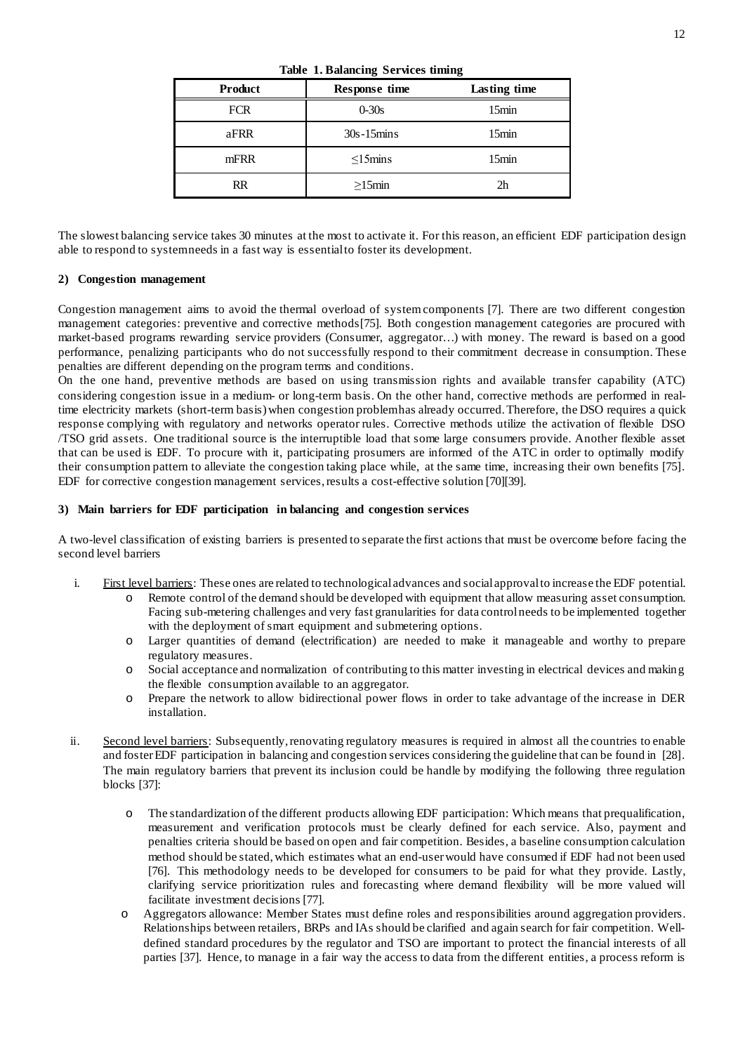**Table 1. Balancing Services timing**

| Product | Response time | Lasting time |
|---|---|---|
| FCR | 0-30s | 15min |
| aFRR | 30s-15mins | 15min |
| mFRR | ≤15mins | 15min |
| RR | ≥15min | 2h |

The slowest balancing service takes 30 minutes at the most to activate it. For this reason, an efficient EDF participation design able to respond to system needs in a fast way is essential to foster its development.

#### 2) Congestion management

Congestion management aims to avoid the thermal overload of system components [7]. There are two different congestion management categories: preventive and corrective methods[75]. Both congestion management categories are procured with market-based programs rewarding service providers (Consumer, aggregator…) with money. The reward is based on a good performance, penalizing participants who do not successfully respond to their commitment decrease in consumption. These penalties are different depending on the program terms and conditions.

On the one hand, preventive methods are based on using transmission rights and available transfer capability (ATC) considering congestion issue in a medium- or long-term basis. On the other hand, corrective methods are performed in real-time electricity markets (short-term basis) when congestion problem has already occurred. Therefore, the DSO requires a quick response complying with regulatory and networks operator rules. Corrective methods utilize the activation of flexible DSO /TSO grid assets. One traditional source is the interruptible load that some large consumers provide. Another flexible asset that can be used is EDF. To procure with it, participating prosumers are informed of the ATC in order to optimally modify their consumption pattern to alleviate the congestion taking place while, at the same time, increasing their own benefits [75]. EDF for corrective congestion management services, results a cost-effective solution [70][39].

#### 3) Main barriers for EDF participation in balancing and congestion services

A two-level classification of existing barriers is presented to separate the first actions that must be overcome before facing the second level barriers

i. First level barriers: These ones are related to technological advances and social approval to increase the EDF potential.
   - Remote control of the demand should be developed with equipment that allow measuring asset consumption. Facing sub-metering challenges and very fast granularities for data control needs to be implemented together with the deployment of smart equipment and submetering options.
   - Larger quantities of demand (electrification) are needed to make it manageable and worthy to prepare regulatory measures.
   - Social acceptance and normalization of contributing to this matter investing in electrical devices and making the flexible consumption available to an aggregator.
   - Prepare the network to allow bidirectional power flows in order to take advantage of the increase in DER installation.

ii. Second level barriers: Subsequently, renovating regulatory measures is required in almost all the countries to enable and foster EDF participation in balancing and congestion services considering the guideline that can be found in [28]. The main regulatory barriers that prevent its inclusion could be handle by modifying the following three regulation blocks [37]:
   - The standardization of the different products allowing EDF participation: Which means that prequalification, measurement and verification protocols must be clearly defined for each service. Also, payment and penalties criteria should be based on open and fair competition. Besides, a baseline consumption calculation method should be stated, which estimates what an end-user would have consumed if EDF had not been used [76]. This methodology needs to be developed for consumers to be paid for what they provide. Lastly, clarifying service prioritization rules and forecasting where demand flexibility will be more valued will facilitate investment decisions [77].
   - Aggregators allowance: Member States must define roles and responsibilities around aggregation providers. Relationships between retailers, BRPs and IAs should be clarified and again search for fair competition. Well-defined standard procedures by the regulator and TSO are important to protect the financial interests of all parties [37]. Hence, to manage in a fair way the access to data from the different entities, a process reform is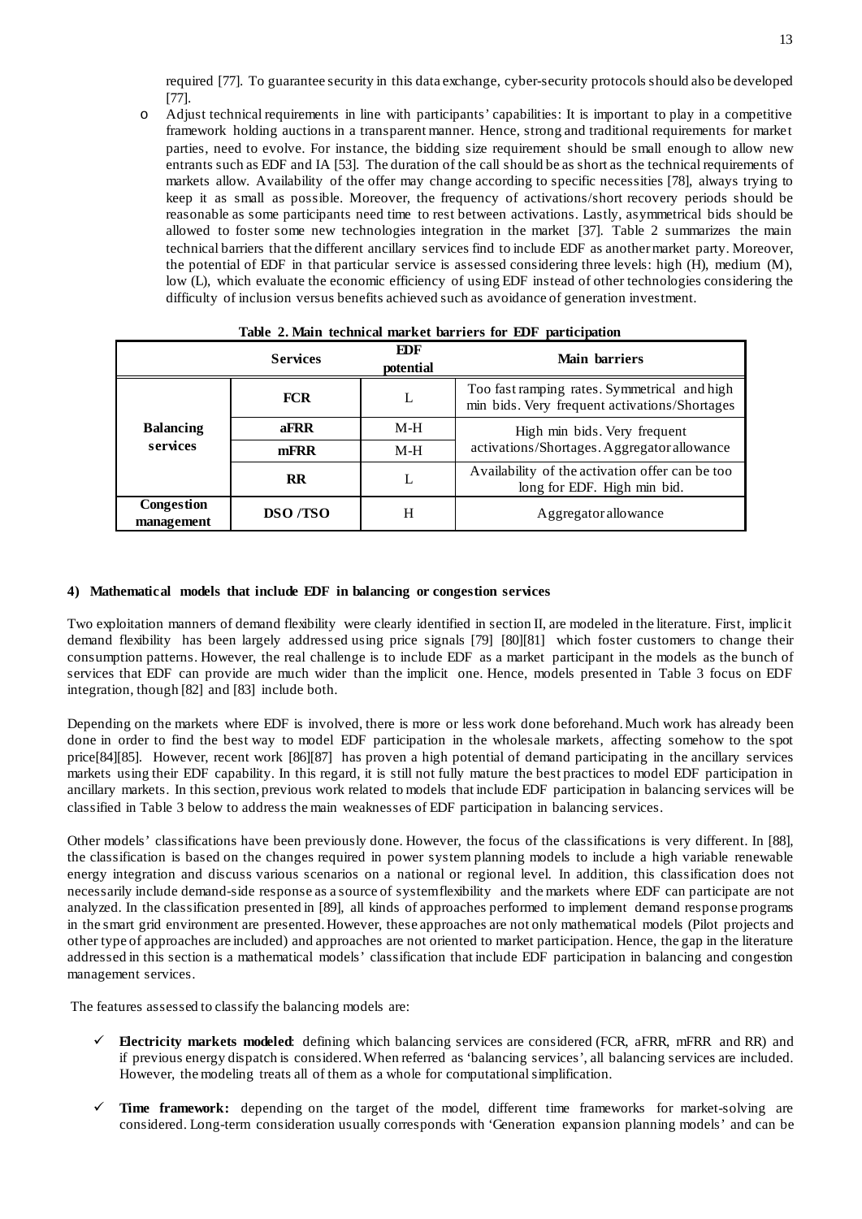required [77]. To guarantee security in this data exchange, cyber-security protocols should also be developed [77].

- Adjust technical requirements in line with participants' capabilities: It is important to play in a competitive framework holding auctions in a transparent manner. Hence, strong and traditional requirements for market parties, need to evolve. For instance, the bidding size requirement should be small enough to allow new entrants such as EDF and IA [53]. The duration of the call should be as short as the technical requirements of markets allow. Availability of the offer may change according to specific necessities [78], always trying to keep it as small as possible. Moreover, the frequency of activations/short recovery periods should be reasonable as some participants need time to rest between activations. Lastly, asymmetrical bids should be allowed to foster some new technologies integration in the market [37]. Table 2 summarizes the main technical barriers that the different ancillary services find to include EDF as another market party. Moreover, the potential of EDF in that particular service is assessed considering three levels: high (H), medium (M), low (L), which evaluate the economic efficiency of using EDF instead of other technologies considering the difficulty of inclusion versus benefits achieved such as avoidance of generation investment.

**Table 2. Main technical market barriers for EDF participation**

| | Services | EDF potential | Main barriers |
|---|---|---|---|
| Balancing services | FCR | L | Too fast ramping rates. Symmetrical and high min bids. Very frequent activations/Shortages |
| | aFRR | M-H | High min bids. Very frequent activations/Shortages. Aggregator allowance |
| | mFRR | M-H | |
| | RR | L | Availability of the activation offer can be too long for EDF. High min bid. |
| Congestion management | DSO /TSO | H | Aggregator allowance |

#### 4) Mathematical models that include EDF in balancing or congestion services

Two exploitation manners of demand flexibility were clearly identified in section II, are modeled in the literature. First, implicit demand flexibility has been largely addressed using price signals [79] [80][81] which foster customers to change their consumption patterns. However, the real challenge is to include EDF as a market participant in the models as the bunch of services that EDF can provide are much wider than the implicit one. Hence, models presented in Table 3 focus on EDF integration, though [82] and [83] include both.

Depending on the markets where EDF is involved, there is more or less work done beforehand. Much work has already been done in order to find the best way to model EDF participation in the wholesale markets, affecting somehow to the spot price[84][85]. However, recent work [86][87] has proven a high potential of demand participating in the ancillary services markets using their EDF capability. In this regard, it is still not fully mature the best practices to model EDF participation in ancillary markets. In this section, previous work related to models that include EDF participation in balancing services will be classified in Table 3 below to address the main weaknesses of EDF participation in balancing services.

Other models' classifications have been previously done. However, the focus of the classifications is very different. In [88], the classification is based on the changes required in power system planning models to include a high variable renewable energy integration and discuss various scenarios on a national or regional level. In addition, this classification does not necessarily include demand-side response as a source of system flexibility and the markets where EDF can participate are not analyzed. In the classification presented in [89], all kinds of approaches performed to implement demand response programs in the smart grid environment are presented. However, these approaches are not only mathematical models (Pilot projects and other type of approaches are included) and approaches are not oriented to market participation. Hence, the gap in the literature addressed in this section is a mathematical models' classification that include EDF participation in balancing and congestion management services.

The features assessed to classify the balancing models are:

- ✓ **Electricity markets modeled**: defining which balancing services are considered (FCR, aFRR, mFRR and RR) and if previous energy dispatch is considered. When referred as 'balancing services', all balancing services are included. However, the modeling treats all of them as a whole for computational simplification.
- ✓ **Time framework:** depending on the target of the model, different time frameworks for market-solving are considered. Long-term consideration usually corresponds with 'Generation expansion planning models' and can be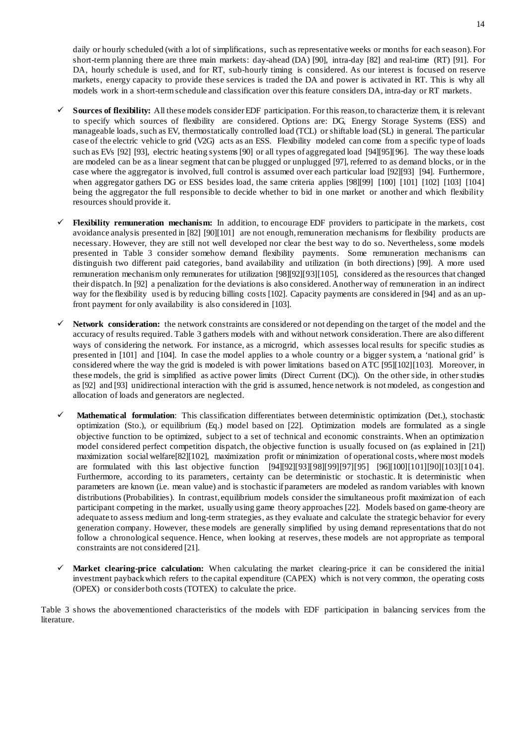daily or hourly scheduled (with a lot of simplifications, such as representative weeks or months for each season). For short-term planning there are three main markets: day-ahead (DA) [90], intra-day [82] and real-time (RT) [91]. For DA, hourly schedule is used, and for RT, sub-hourly timing is considered. As our interest is focused on reserve markets, energy capacity to provide these services is traded the DA and power is activated in RT. This is why all models work in a short-term schedule and classification over this feature considers DA, intra-day or RT markets.

- ✓ **Sources of flexibility:** All these models consider EDF participation. For this reason, to characterize them, it is relevant to specify which sources of flexibility are considered. Options are: DG, Energy Storage Systems (ESS) and manageable loads, such as EV, thermostatically controlled load (TCL) or shiftable load (SL) in general. The particular case of the electric vehicle to grid (V2G) acts as an ESS. Flexibility modeled can come from a specific type of loads such as EVs [92] [93], electric heating systems [90] or all types of aggregated load [94][95][96]. The way these loads are modeled can be as a linear segment that can be plugged or unplugged [97], referred to as demand blocks, or in the case where the aggregator is involved, full control is assumed over each particular load [92][93] [94]. Furthermore, when aggregator gathers DG or ESS besides load, the same criteria applies [98][99] [100] [101] [102] [103] [104] being the aggregator the full responsible to decide whether to bid in one market or another and which flexibility resources should provide it.

- ✓ **Flexibility remuneration mechanism:** In addition, to encourage EDF providers to participate in the markets, cost avoidance analysis presented in [82] [90][101] are not enough, remuneration mechanisms for flexibility products are necessary. However, they are still not well developed nor clear the best way to do so. Nevertheless, some models presented in Table 3 consider somehow demand flexibility payments. Some remuneration mechanisms can distinguish two different paid categories, band availability and utilization (in both directions) [99]. A more used remuneration mechanism only remunerates for utilization [98][92][93][105], considered as the resources that changed their dispatch. In [92] a penalization for the deviations is also considered. Another way of remuneration in an indirect way for the flexibility used is by reducing billing costs [102]. Capacity payments are considered in [94] and as an up-front payment for only availability is also considered in [103].

- ✓ **Network consideration:** the network constraints are considered or not depending on the target of the model and the accuracy of results required. Table 3 gathers models with and without network consideration. There are also different ways of considering the network. For instance, as a microgrid, which assesses local results for specific studies as presented in [101] and [104]. In case the model applies to a whole country or a bigger system, a 'national grid' is considered where the way the grid is modeled is with power limitations based on ATC [95][102][103]. Moreover, in these models, the grid is simplified as active power limits (Direct Current (DC)). On the other side, in other studies as [92] and [93] unidirectional interaction with the grid is assumed, hence network is not modeled, as congestion and allocation of loads and generators are neglected.

- ✓ **Mathematical formulation**: This classification differentiates between deterministic optimization (Det.), stochastic optimization (Sto.), or equilibrium (Eq.) model based on [22]. Optimization models are formulated as a single objective function to be optimized, subject to a set of technical and economic constraints. When an optimization model considered perfect competition dispatch, the objective function is usually focused on (as explained in [21]) maximization social welfare[82][102], maximization profit or minimization of operational costs, where most models are formulated with this last objective function [94][92][93][98][99][97][95] [96][100][101][90][103][104]. Furthermore, according to its parameters, certainty can be deterministic or stochastic. It is deterministic when parameters are known (i.e. mean value) and is stochastic if parameters are modeled as random variables with known distributions (Probabilities). In contrast, equilibrium models consider the simultaneous profit maximization of each participant competing in the market, usually using game theory approaches [22]. Models based on game-theory are adequate to assess medium and long-term strategies, as they evaluate and calculate the strategic behavior for every generation company. However, these models are generally simplified by using demand representations that do not follow a chronological sequence. Hence, when looking at reserves, these models are not appropriate as temporal constraints are not considered [21].

- ✓ **Market clearing-price calculation:** When calculating the market clearing-price it can be considered the initial investment payback which refers to the capital expenditure (CAPEX) which is not very common, the operating costs (OPEX) or consider both costs (TOTEX) to calculate the price.

Table 3 shows the abovementioned characteristics of the models with EDF participation in balancing services from the literature.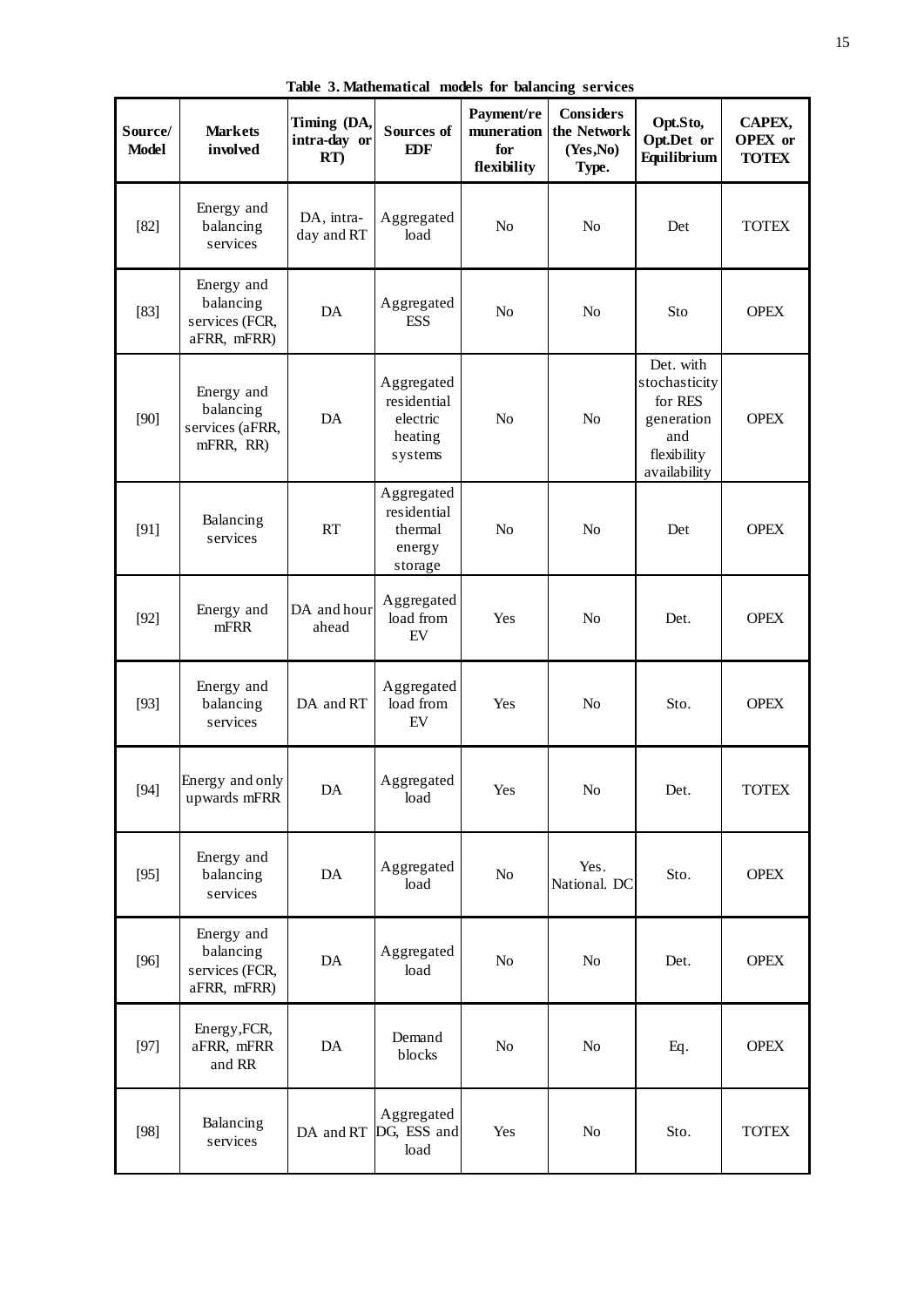**Table 3. Mathematical models for balancing services**

| Source/ Model | Markets involved | Timing (DA, intra-day or RT) | Sources of EDF | Payment/remuneration for flexibility | Considers the Network (Yes,No) Type. | Opt.Sto, Opt.Det or Equilibrium | CAPEX, OPEX or TOTEX |
|---|---|---|---|---|---|---|---|
| [82] | Energy and balancing services | DA, intra-day and RT | Aggregated load | No | No | Det | TOTEX |
| [83] | Energy and balancing services (FCR, aFRR, mFRR) | DA | Aggregated ESS | No | No | Sto | OPEX |
| [90] | Energy and balancing services (aFRR, mFRR, RR) | DA | Aggregated residential electric heating systems | No | No | Det. with stochasticity for RES generation and flexibility availability | OPEX |
| [91] | Balancing services | RT | Aggregated residential thermal energy storage | No | No | Det | OPEX |
| [92] | Energy and mFRR | DA and hour ahead | Aggregated load from EV | Yes | No | Det. | OPEX |
| [93] | Energy and balancing services | DA and RT | Aggregated load from EV | Yes | No | Sto. | OPEX |
| [94] | Energy and only upwards mFRR | DA | Aggregated load | Yes | No | Det. | TOTEX |
| [95] | Energy and balancing services | DA | Aggregated load | No | Yes. National. DC | Sto. | OPEX |
| [96] | Energy and balancing services (FCR, aFRR, mFRR) | DA | Aggregated load | No | No | Det. | OPEX |
| [97] | Energy, FCR, aFRR, mFRR and RR | DA | Demand blocks | No | No | Eq. | OPEX |
| [98] | Balancing services | DA and RT | Aggregated DG, ESS and load | Yes | No | Sto. | TOTEX |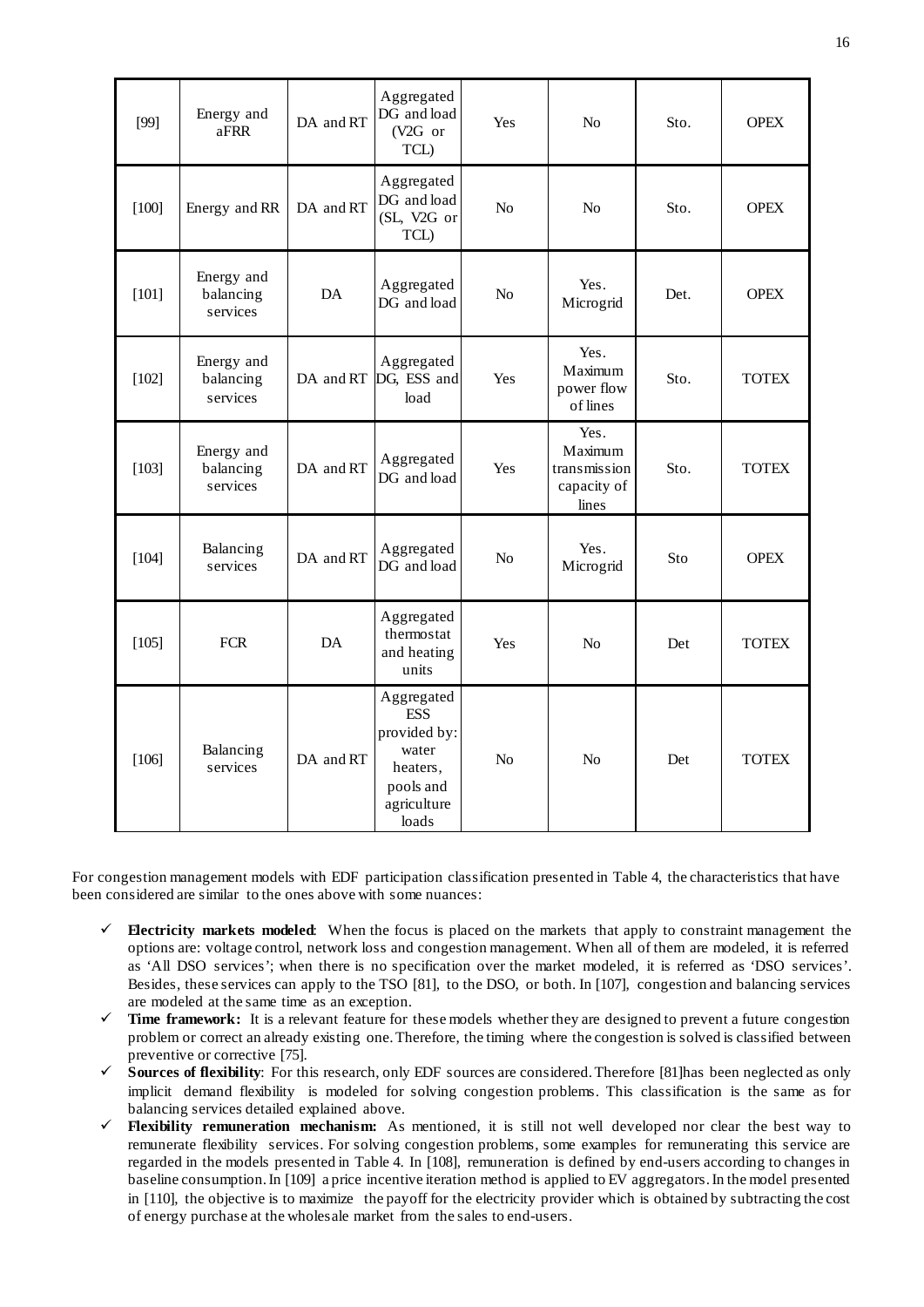| [99] | Energy and aFRR | DA and RT | Aggregated DG and load (V2G or TCL) | Yes | No | Sto. | OPEX |
|---|---|---|---|---|---|---|---|
| [100] | Energy and RR | DA and RT | Aggregated DG and load (SL, V2G or TCL) | No | No | Sto. | OPEX |
| [101] | Energy and balancing services | DA | Aggregated DG and load | No | Yes. Microgrid | Det. | OPEX |
| [102] | Energy and balancing services | DA and RT | Aggregated DG, ESS and load | Yes | Yes. Maximum power flow of lines | Sto. | TOTEX |
| [103] | Energy and balancing services | DA and RT | Aggregated DG and load | Yes | Yes. Maximum transmission capacity of lines | Sto. | TOTEX |
| [104] | Balancing services | DA and RT | Aggregated DG and load | No | Yes. Microgrid | Sto | OPEX |
| [105] | FCR | DA | Aggregated thermostat and heating units | Yes | No | Det | TOTEX |
| [106] | Balancing services | DA and RT | Aggregated ESS provided by: water heaters, pools and agriculture loads | No | No | Det | TOTEX |

For congestion management models with EDF participation classification presented in Table 4, the characteristics that have been considered are similar to the ones above with some nuances:

- ✓ **Electricity markets modeled**: When the focus is placed on the markets that apply to constraint management the options are: voltage control, network loss and congestion management. When all of them are modeled, it is referred as 'All DSO services'; when there is no specification over the market modeled, it is referred as 'DSO services'. Besides, these services can apply to the TSO [81], to the DSO, or both. In [107], congestion and balancing services are modeled at the same time as an exception.
- ✓ **Time framework:** It is a relevant feature for these models whether they are designed to prevent a future congestion problem or correct an already existing one. Therefore, the timing where the congestion is solved is classified between preventive or corrective [75].
- ✓ **Sources of flexibility**: For this research, only EDF sources are considered. Therefore [81]has been neglected as only implicit demand flexibility is modeled for solving congestion problems. This classification is the same as for balancing services detailed explained above.
- ✓ **Flexibility remuneration mechanism:** As mentioned, it is still not well developed nor clear the best way to remunerate flexibility services. For solving congestion problems, some examples for remunerating this service are regarded in the models presented in Table 4. In [108], remuneration is defined by end-users according to changes in baseline consumption. In [109] a price incentive iteration method is applied to EV aggregators. In the model presented in [110], the objective is to maximize the payoff for the electricity provider which is obtained by subtracting the cost of energy purchase at the wholesale market from the sales to end-users.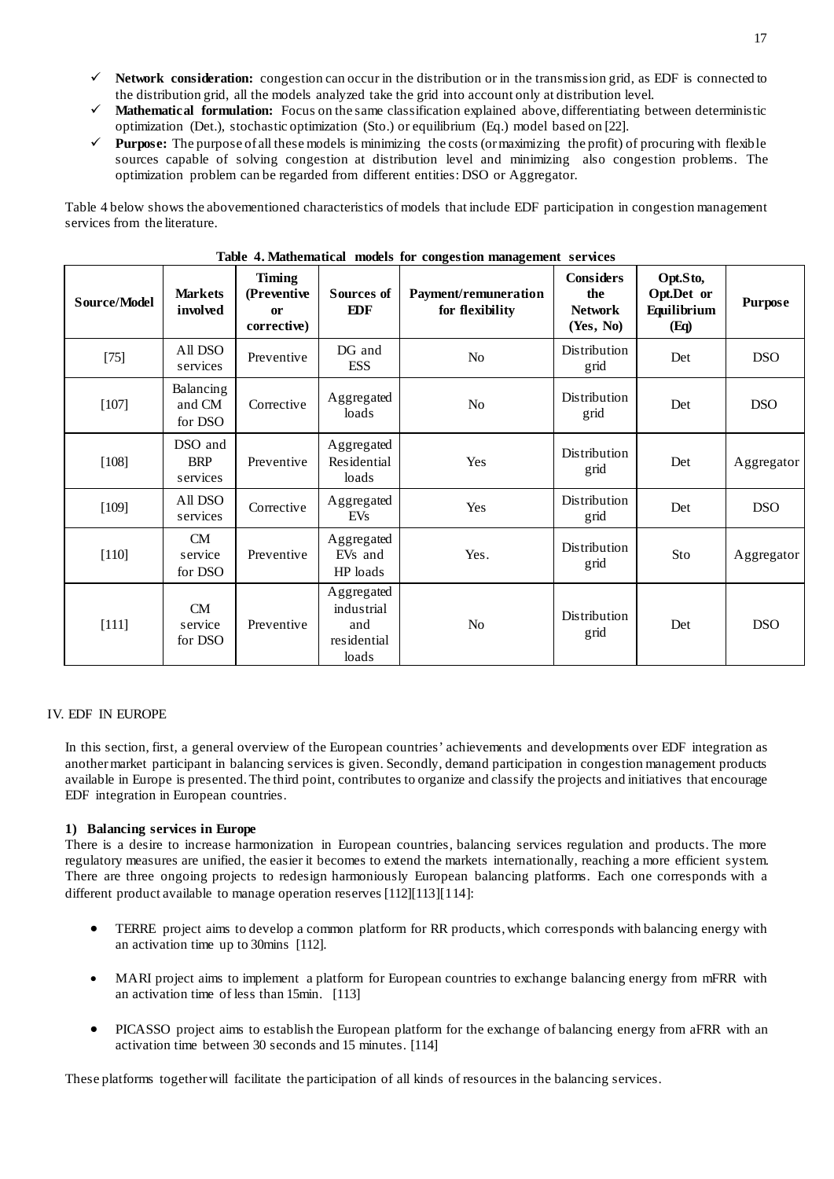- ✓ **Network consideration:** congestion can occur in the distribution or in the transmission grid, as EDF is connected to the distribution grid, all the models analyzed take the grid into account only at distribution level.
- ✓ **Mathematical formulation:** Focus on the same classification explained above, differentiating between deterministic optimization (Det.), stochastic optimization (Sto.) or equilibrium (Eq.) model based on [22].
- ✓ **Purpose:** The purpose of all these models is minimizing the costs (or maximizing the profit) of procuring with flexible sources capable of solving congestion at distribution level and minimizing also congestion problems. The optimization problem can be regarded from different entities: DSO or Aggregator.

Table 4 below shows the abovementioned characteristics of models that include EDF participation in congestion management services from the literature.

**Table 4. Mathematical models for congestion management services**

| Source/Model | Markets involved | Timing (Preventive or corrective) | Sources of EDF | Payment/remuneration for flexibility | Considers the Network (Yes, No) | Opt.Sto, Opt.Det or Equilibrium (Eq) | Purpose |
|---|---|---|---|---|---|---|---|
| [75] | All DSO services | Preventive | DG and ESS | No | Distribution grid | Det | DSO |
| [107] | Balancing and CM for DSO | Corrective | Aggregated loads | No | Distribution grid | Det | DSO |
| [108] | DSO and BRP services | Preventive | Aggregated Residential loads | Yes | Distribution grid | Det | Aggregator |
| [109] | All DSO services | Corrective | Aggregated EVs | Yes | Distribution grid | Det | DSO |
| [110] | CM service for DSO | Preventive | Aggregated EVs and HP loads | Yes. | Distribution grid | Sto | Aggregator |
| [111] | CM service for DSO | Preventive | Aggregated industrial and residential loads | No | Distribution grid | Det | DSO |

## IV. EDF IN EUROPE

In this section, first, a general overview of the European countries' achievements and developments over EDF integration as another market participant in balancing services is given. Secondly, demand participation in congestion management products available in Europe is presented. The third point, contributes to organize and classify the projects and initiatives that encourage EDF integration in European countries.

### 1) Balancing services in Europe

There is a desire to increase harmonization in European countries, balancing services regulation and products. The more regulatory measures are unified, the easier it becomes to extend the markets internationally, reaching a more efficient system. There are three ongoing projects to redesign harmoniously European balancing platforms. Each one corresponds with a different product available to manage operation reserves [112][113][114]:

- TERRE project aims to develop a common platform for RR products, which corresponds with balancing energy with an activation time up to 30mins [112].
- MARI project aims to implement a platform for European countries to exchange balancing energy from mFRR with an activation time of less than 15min. [113]
- PICASSO project aims to establish the European platform for the exchange of balancing energy from aFRR with an activation time between 30 seconds and 15 minutes. [114]

These platforms together will facilitate the participation of all kinds of resources in the balancing services.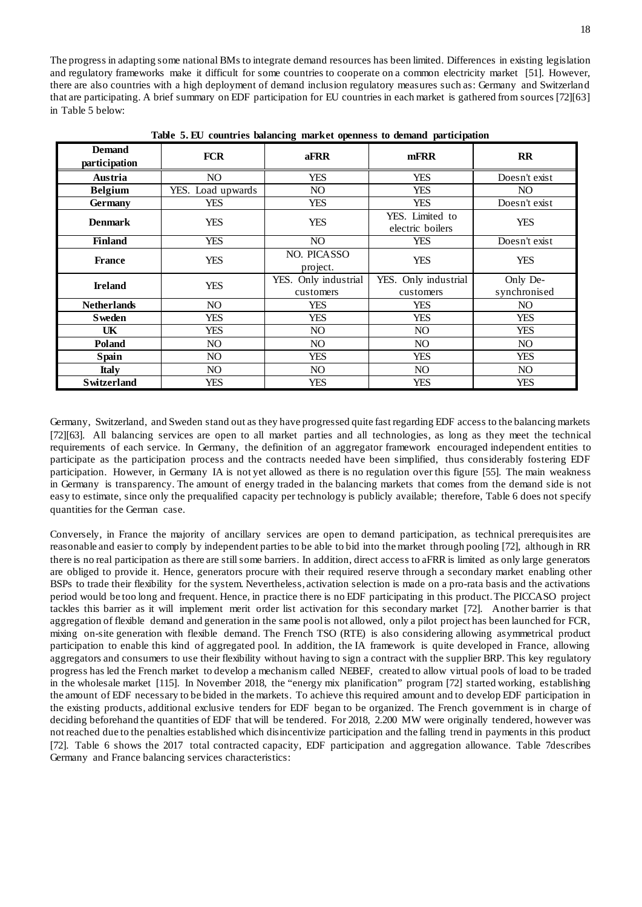The progress in adapting some national BMs to integrate demand resources has been limited. Differences in existing legislation and regulatory frameworks make it difficult for some countries to cooperate on a common electricity market [51]. However, there are also countries with a high deployment of demand inclusion regulatory measures such as: Germany and Switzerland that are participating. A brief summary on EDF participation for EU countries in each market is gathered from sources [72][63] in Table 5 below:

**Table 5. EU countries balancing market openness to demand participation**

| Demand participation | FCR | aFRR | mFRR | RR |
|---|---|---|---|---|
| **Austria** | NO | YES | YES | Doesn't exist |
| **Belgium** | YES. Load upwards | NO | YES | NO |
| **Germany** | YES | YES | YES | Doesn't exist |
| **Denmark** | YES | YES | YES. Limited to electric boilers | YES |
| **Finland** | YES | NO | YES | Doesn't exist |
| **France** | YES | NO. PICASSO project. | YES | YES |
| **Ireland** | YES | YES. Only industrial customers | YES. Only industrial customers | Only De-synchronised |
| **Netherlands** | NO | YES | YES | NO |
| **Sweden** | YES | YES | YES | YES |
| **UK** | YES | NO | NO | YES |
| **Poland** | NO | NO | NO | NO |
| **Spain** | NO | YES | YES | YES |
| **Italy** | NO | NO | NO | NO |
| **Switzerland** | YES | YES | YES | YES |

Germany, Switzerland, and Sweden stand out as they have progressed quite fast regarding EDF access to the balancing markets [72][63]. All balancing services are open to all market parties and all technologies, as long as they meet the technical requirements of each service. In Germany, the definition of an aggregator framework encouraged independent entities to participate as the participation process and the contracts needed have been simplified, thus considerably fostering EDF participation. However, in Germany IA is not yet allowed as there is no regulation over this figure [55]. The main weakness in Germany is transparency. The amount of energy traded in the balancing markets that comes from the demand side is not easy to estimate, since only the prequalified capacity per technology is publicly available; therefore, Table 6 does not specify quantities for the German case.

Conversely, in France the majority of ancillary services are open to demand participation, as technical prerequisites are reasonable and easier to comply by independent parties to be able to bid into the market through pooling [72], although in RR there is no real participation as there are still some barriers. In addition, direct access to aFRR is limited as only large generators are obliged to provide it. Hence, generators procure with their required reserve through a secondary market enabling other BSPs to trade their flexibility for the system. Nevertheless, activation selection is made on a pro-rata basis and the activations period would be too long and frequent. Hence, in practice there is no EDF participating in this product. The PICCASO project tackles this barrier as it will implement merit order list activation for this secondary market [72]. Another barrier is that aggregation of flexible demand and generation in the same pool is not allowed, only a pilot project has been launched for FCR, mixing on-site generation with flexible demand. The French TSO (RTE) is also considering allowing asymmetrical product participation to enable this kind of aggregated pool. In addition, the IA framework is quite developed in France, allowing aggregators and consumers to use their flexibility without having to sign a contract with the supplier BRP. This key regulatory progress has led the French market to develop a mechanism called NEBEF, created to allow virtual pools of load to be traded in the wholesale market [115]. In November 2018, the "energy mix planification" program [72] started working, establishing the amount of EDF necessary to be bided in the markets. To achieve this required amount and to develop EDF participation in the existing products, additional exclusive tenders for EDF began to be organized. The French government is in charge of deciding beforehand the quantities of EDF that will be tendered. For 2018, 2.200 MW were originally tendered, however was not reached due to the penalties established which disincentivize participation and the falling trend in payments in this product [72]. Table 6 shows the 2017 total contracted capacity, EDF participation and aggregation allowance. Table 7describes Germany and France balancing services characteristics: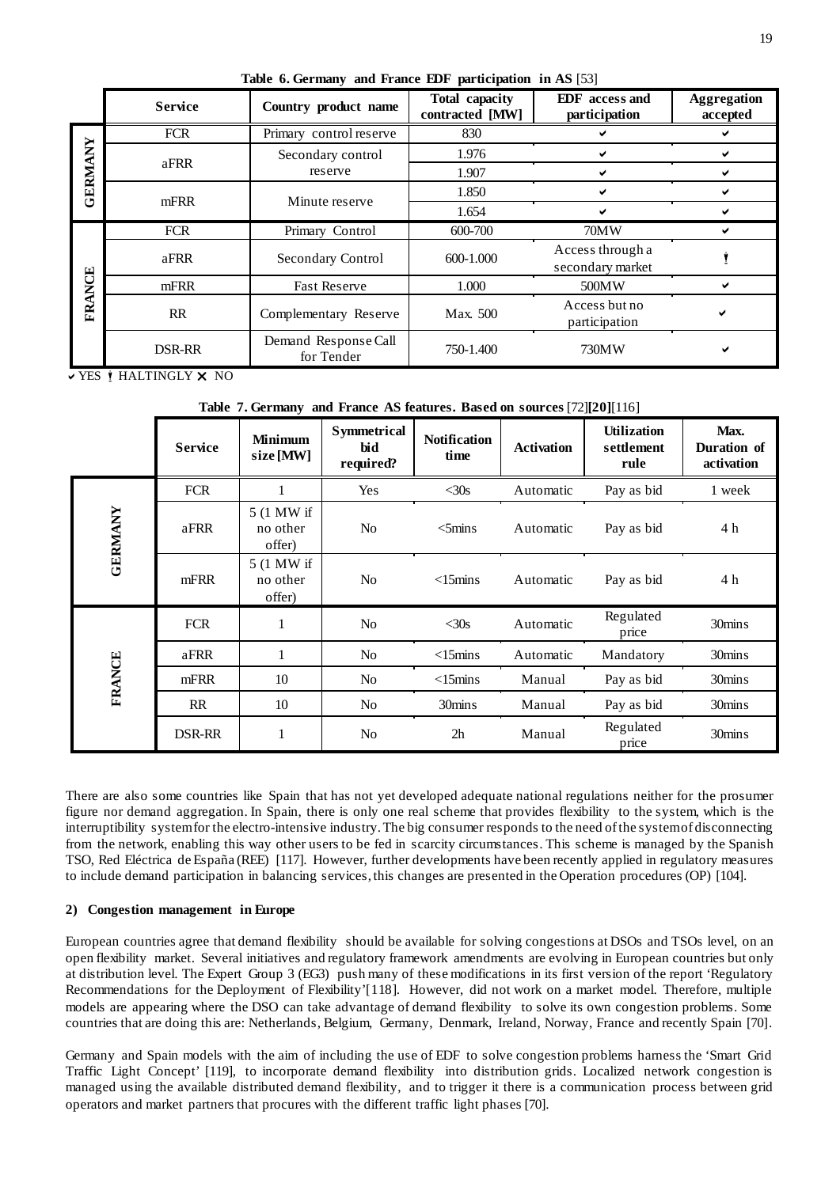**Table 6. Germany and France EDF participation in AS** [53]

| | Service | Country product name | Total capacity contracted [MW] | EDF access and participation | Aggregation accepted |
|---|---|---|---|---|---|
| GERMANY | FCR | Primary control reserve | 830 | ✔ | ✔ |
| | aFRR | Secondary control reserve | 1.976 | ✔ | ✔ |
| | | | 1.907 | ✔ | ✔ |
| | mFRR | Minute reserve | 1.850 | ✔ | ✔ |
| | | | 1.654 | ✔ | ✔ |
| FRANCE | FCR | Primary Control | 600-700 | 70MW | ✔ |
| | aFRR | Secondary Control | 600-1.000 | Access through a secondary market | ! |
| | mFRR | Fast Reserve | 1.000 | 500MW | ✔ |
| | RR | Complementary Reserve | Max. 500 | Access but no participation | ✔ |
| | DSR-RR | Demand Response Call for Tender | 750-1.400 | 730MW | ✔ |

✔ YES ! HALTINGLY ✘ NO

**Table 7. Germany and France AS features. Based on sources** [72]**[20]**[116]

| | Service | Minimum size [MW] | Symmetrical bid required? | Notification time | Activation | Utilization settlement rule | Max. Duration of activation |
|---|---|---|---|---|---|---|---|
| GERMANY | FCR | 1 | Yes | <30s | Automatic | Pay as bid | 1 week |
| | aFRR | 5 (1 MW if no other offer) | No | <5mins | Automatic | Pay as bid | 4 h |
| | mFRR | 5 (1 MW if no other offer) | No | <15mins | Automatic | Pay as bid | 4 h |
| FRANCE | FCR | 1 | No | <30s | Automatic | Regulated price | 30mins |
| | aFRR | 1 | No | <15mins | Automatic | Mandatory | 30mins |
| | mFRR | 10 | No | <15mins | Manual | Pay as bid | 30mins |
| | RR | 10 | No | 30mins | Manual | Pay as bid | 30mins |
| | DSR-RR | 1 | No | 2h | Manual | Regulated price | 30mins |

There are also some countries like Spain that has not yet developed adequate national regulations neither for the prosumer figure nor demand aggregation. In Spain, there is only one real scheme that provides flexibility to the system, which is the interruptibility system for the electro-intensive industry. The big consumer responds to the need of the system of disconnecting from the network, enabling this way other users to be fed in scarcity circumstances. This scheme is managed by the Spanish TSO, Red Eléctrica de España (REE) [117]. However, further developments have been recently applied in regulatory measures to include demand participation in balancing services, this changes are presented in the Operation procedures (OP) [104].

### 2) Congestion management in Europe

European countries agree that demand flexibility should be available for solving congestions at DSOs and TSOs level, on an open flexibility market. Several initiatives and regulatory framework amendments are evolving in European countries but only at distribution level. The Expert Group 3 (EG3) push many of these modifications in its first version of the report 'Regulatory Recommendations for the Deployment of Flexibility'[118]. However, did not work on a market model. Therefore, multiple models are appearing where the DSO can take advantage of demand flexibility to solve its own congestion problems. Some countries that are doing this are: Netherlands, Belgium, Germany, Denmark, Ireland, Norway, France and recently Spain [70].

Germany and Spain models with the aim of including the use of EDF to solve congestion problems harness the 'Smart Grid Traffic Light Concept' [119], to incorporate demand flexibility into distribution grids. Localized network congestion is managed using the available distributed demand flexibility, and to trigger it there is a communication process between grid operators and market partners that procures with the different traffic light phases [70].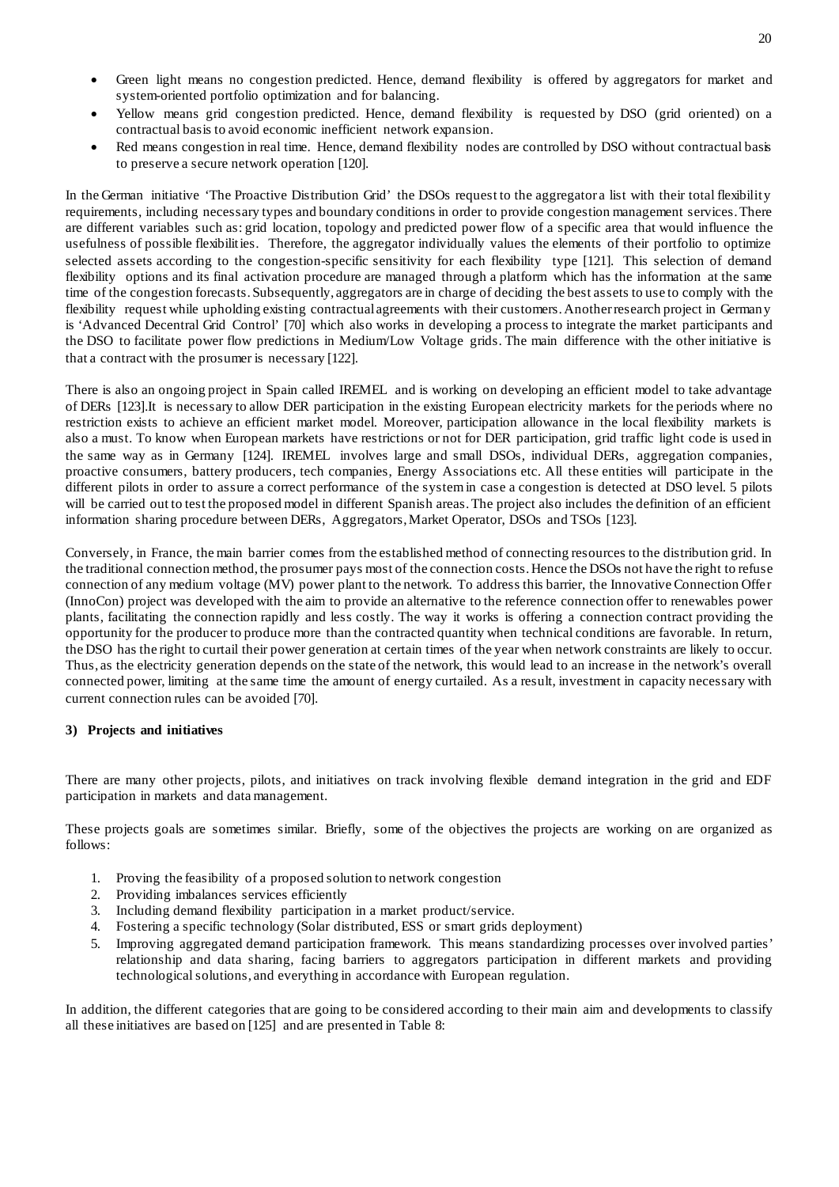- Green light means no congestion predicted. Hence, demand flexibility is offered by aggregators for market and system-oriented portfolio optimization and for balancing.
- Yellow means grid congestion predicted. Hence, demand flexibility is requested by DSO (grid oriented) on a contractual basis to avoid economic inefficient network expansion.
- Red means congestion in real time. Hence, demand flexibility nodes are controlled by DSO without contractual basis to preserve a secure network operation [120].

In the German initiative 'The Proactive Distribution Grid' the DSOs request to the aggregator a list with their total flexibility requirements, including necessary types and boundary conditions in order to provide congestion management services. There are different variables such as: grid location, topology and predicted power flow of a specific area that would influence the usefulness of possible flexibilities. Therefore, the aggregator individually values the elements of their portfolio to optimize selected assets according to the congestion-specific sensitivity for each flexibility type [121]. This selection of demand flexibility options and its final activation procedure are managed through a platform which has the information at the same time of the congestion forecasts. Subsequently, aggregators are in charge of deciding the best assets to use to comply with the flexibility request while upholding existing contractual agreements with their customers. Another research project in Germany is 'Advanced Decentral Grid Control' [70] which also works in developing a process to integrate the market participants and the DSO to facilitate power flow predictions in Medium/Low Voltage grids. The main difference with the other initiative is that a contract with the prosumer is necessary [122].

There is also an ongoing project in Spain called IREMEL and is working on developing an efficient model to take advantage of DERs [123].It is necessary to allow DER participation in the existing European electricity markets for the periods where no restriction exists to achieve an efficient market model. Moreover, participation allowance in the local flexibility markets is also a must. To know when European markets have restrictions or not for DER participation, grid traffic light code is used in the same way as in Germany [124]. IREMEL involves large and small DSOs, individual DERs, aggregation companies, proactive consumers, battery producers, tech companies, Energy Associations etc. All these entities will participate in the different pilots in order to assure a correct performance of the system in case a congestion is detected at DSO level. 5 pilots will be carried out to test the proposed model in different Spanish areas. The project also includes the definition of an efficient information sharing procedure between DERs, Aggregators, Market Operator, DSOs and TSOs [123].

Conversely, in France, the main barrier comes from the established method of connecting resources to the distribution grid. In the traditional connection method, the prosumer pays most of the connection costs. Hence the DSOs not have the right to refuse connection of any medium voltage (MV) power plant to the network. To address this barrier, the Innovative Connection Offer (InnoCon) project was developed with the aim to provide an alternative to the reference connection offer to renewables power plants, facilitating the connection rapidly and less costly. The way it works is offering a connection contract providing the opportunity for the producer to produce more than the contracted quantity when technical conditions are favorable. In return, the DSO has the right to curtail their power generation at certain times of the year when network constraints are likely to occur. Thus, as the electricity generation depends on the state of the network, this would lead to an increase in the network's overall connected power, limiting at the same time the amount of energy curtailed. As a result, investment in capacity necessary with current connection rules can be avoided [70].

### 3) Projects and initiatives

There are many other projects, pilots, and initiatives on track involving flexible demand integration in the grid and EDF participation in markets and data management.

These projects goals are sometimes similar. Briefly, some of the objectives the projects are working on are organized as follows:

1. Proving the feasibility of a proposed solution to network congestion
2. Providing imbalances services efficiently
3. Including demand flexibility participation in a market product/service.
4. Fostering a specific technology (Solar distributed, ESS or smart grids deployment)
5. Improving aggregated demand participation framework. This means standardizing processes over involved parties' relationship and data sharing, facing barriers to aggregators participation in different markets and providing technological solutions, and everything in accordance with European regulation.

In addition, the different categories that are going to be considered according to their main aim and developments to classify all these initiatives are based on [125] and are presented in Table 8: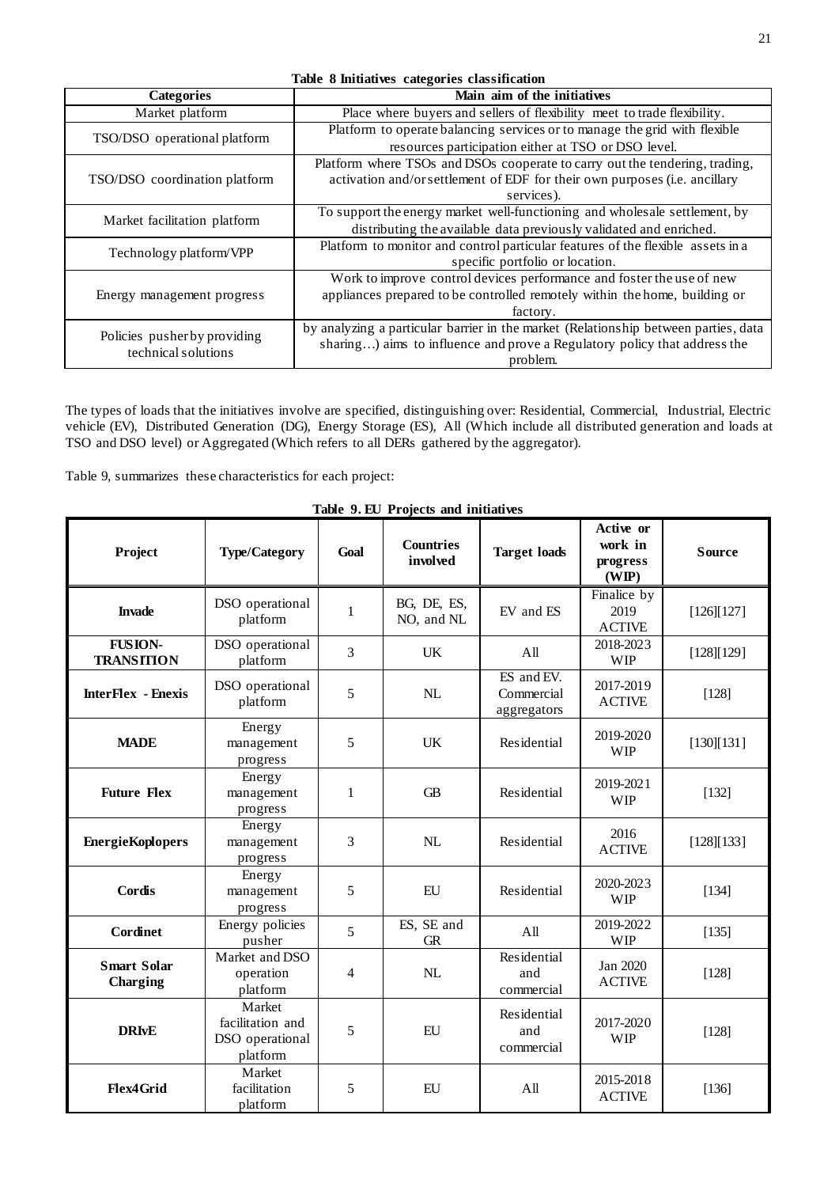**Table 8 Initiatives categories classification**

| Categories | Main aim of the initiatives |
|---|---|
| Market platform | Place where buyers and sellers of flexibility meet to trade flexibility. |
| TSO/DSO operational platform | Platform to operate balancing services or to manage the grid with flexible resources participation either at TSO or DSO level. |
| TSO/DSO coordination platform | Platform where TSOs and DSOs cooperate to carry out the tendering, trading, activation and/or settlement of EDF for their own purposes (i.e. ancillary services). |
| Market facilitation platform | To support the energy market well-functioning and wholesale settlement, by distributing the available data previously validated and enriched. |
| Technology platform/VPP | Platform to monitor and control particular features of the flexible assets in a specific portfolio or location. |
| Energy management progress | Work to improve control devices performance and foster the use of new appliances prepared to be controlled remotely within the home, building or factory. |
| Policies pusher by providing technical solutions | by analyzing a particular barrier in the market (Relationship between parties, data sharing…) aims to influence and prove a Regulatory policy that address the problem. |

The types of loads that the initiatives involve are specified, distinguishing over: Residential, Commercial, Industrial, Electric vehicle (EV), Distributed Generation (DG), Energy Storage (ES), All (Which include all distributed generation and loads at TSO and DSO level) or Aggregated (Which refers to all DERs gathered by the aggregator).

Table 9, summarizes these characteristics for each project:

**Table 9. EU Projects and initiatives**

| Project | Type/Category | Goal | Countries involved | Target loads | Active or work in progress (WIP) | Source |
|---|---|---|---|---|---|---|
| **Invade** | DSO operational platform | 1 | BG, DE, ES, NO, and NL | EV and ES | Finalice by 2019 ACTIVE | [126][127] |
| **FUSION-TRANSITION** | DSO operational platform | 3 | UK | All | 2018-2023 WIP | [128][129] |
| **InterFlex - Enexis** | DSO operational platform | 5 | NL | ES and EV. Commercial aggregators | 2017-2019 ACTIVE | [128] |
| **MADE** | Energy management progress | 5 | UK | Residential | 2019-2020 WIP | [130][131] |
| **Future Flex** | Energy management progress | 1 | GB | Residential | 2019-2021 WIP | [132] |
| **EnergieKoplopers** | Energy management progress | 3 | NL | Residential | 2016 ACTIVE | [128][133] |
| **Cordis** | Energy management progress | 5 | EU | Residential | 2020-2023 WIP | [134] |
| **Cordinet** | Energy policies pusher | 5 | ES, SE and GR | All | 2019-2022 WIP | [135] |
| **Smart Solar Charging** | Market and DSO operation platform | 4 | NL | Residential and commercial | Jan 2020 ACTIVE | [128] |
| **DRIvE** | Market facilitation and DSO operational platform | 5 | EU | Residential and commercial | 2017-2020 WIP | [128] |
| **Flex4Grid** | Market facilitation platform | 5 | EU | All | 2015-2018 ACTIVE | [136] |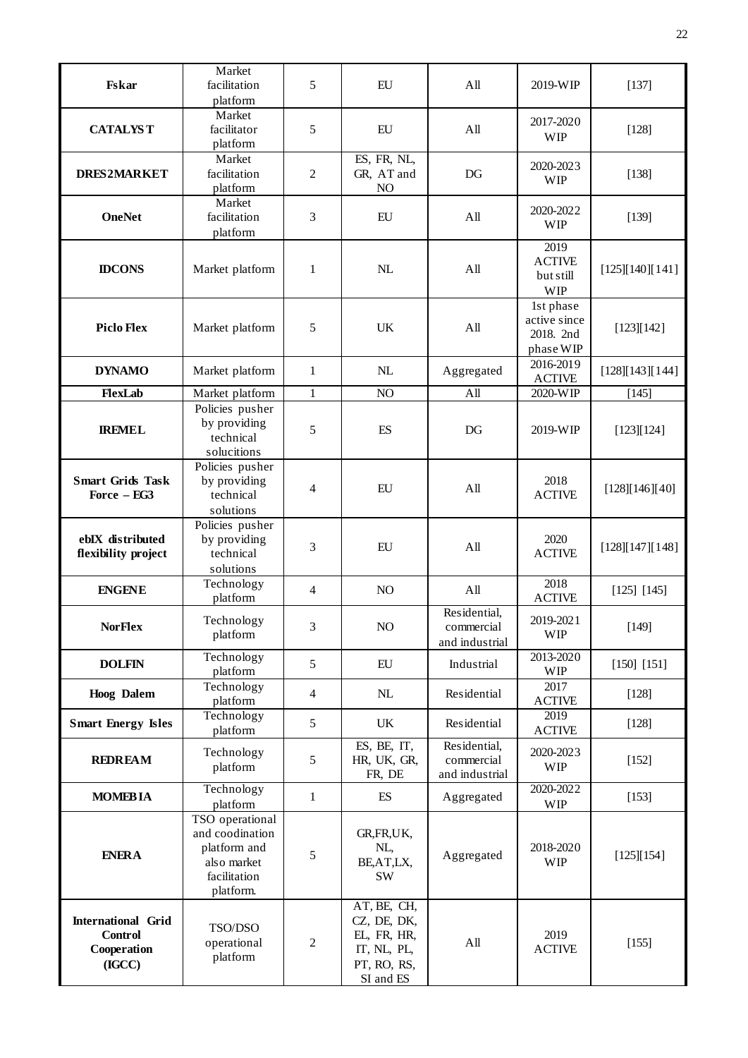| | | | | | | |
|---|---|---|---|---|---|---|
| **Fskar** | Market facilitation platform | 5 | EU | All | 2019-WIP | [137] |
| **CATALYST** | Market facilitator platform | 5 | EU | All | 2017-2020 WIP | [128] |
| **DRES2MARKET** | Market facilitation platform | 2 | ES, FR, NL, GR, AT and NO | DG | 2020-2023 WIP | [138] |
| **OneNet** | Market facilitation platform | 3 | EU | All | 2020-2022 WIP | [139] |
| **IDCONS** | Market platform | 1 | NL | All | 2019 ACTIVE but still WIP | [125][140][141] |
| **Piclo Flex** | Market platform | 5 | UK | All | 1st phase active since 2018. 2nd phase WIP | [123][142] |
| **DYNAMO** | Market platform | 1 | NL | Aggregated | 2016-2019 ACTIVE | [128][143][144] |
| **FlexLab** | Market platform | 1 | NO | All | 2020-WIP | [145] |
| **IREMEL** | Policies pusher by providing technical solucitions | 5 | ES | DG | 2019-WIP | [123][124] |
| **Smart Grids Task Force – EG3** | Policies pusher by providing technical solutions | 4 | EU | All | 2018 ACTIVE | [128][146][40] |
| **ebIX distributed flexibility project** | Policies pusher by providing technical solutions | 3 | EU | All | 2020 ACTIVE | [128][147][148] |
| **ENGENE** | Technology platform | 4 | NO | All | 2018 ACTIVE | [125] [145] |
| **NorFlex** | Technology platform | 3 | NO | Residential, commercial and industrial | 2019-2021 WIP | [149] |
| **DOLFIN** | Technology platform | 5 | EU | Industrial | 2013-2020 WIP | [150] [151] |
| **Hoog Dalem** | Technology platform | 4 | NL | Residential | 2017 ACTIVE | [128] |
| **Smart Energy Isles** | Technology platform | 5 | UK | Residential | 2019 ACTIVE | [128] |
| **REDREAM** | Technology platform | 5 | ES, BE, IT, HR, UK, GR, FR, DE | Residential, commercial and industrial | 2020-2023 WIP | [152] |
| **MOMEBIA** | Technology platform | 1 | ES | Aggregated | 2020-2022 WIP | [153] |
| **ENERA** | TSO operational and coodination platform and also market facilitation platform. | 5 | GR,FR,UK, NL, BE,AT,LX, SW | Aggregated | 2018-2020 WIP | [125][154] |
| **International Grid Control Cooperation (IGCC)** | TSO/DSO operational platform | 2 | AT, BE, CH, CZ, DE, DK, EL, FR, HR, IT, NL, PL, PT, RO, RS, SI and ES | All | 2019 ACTIVE | [155] |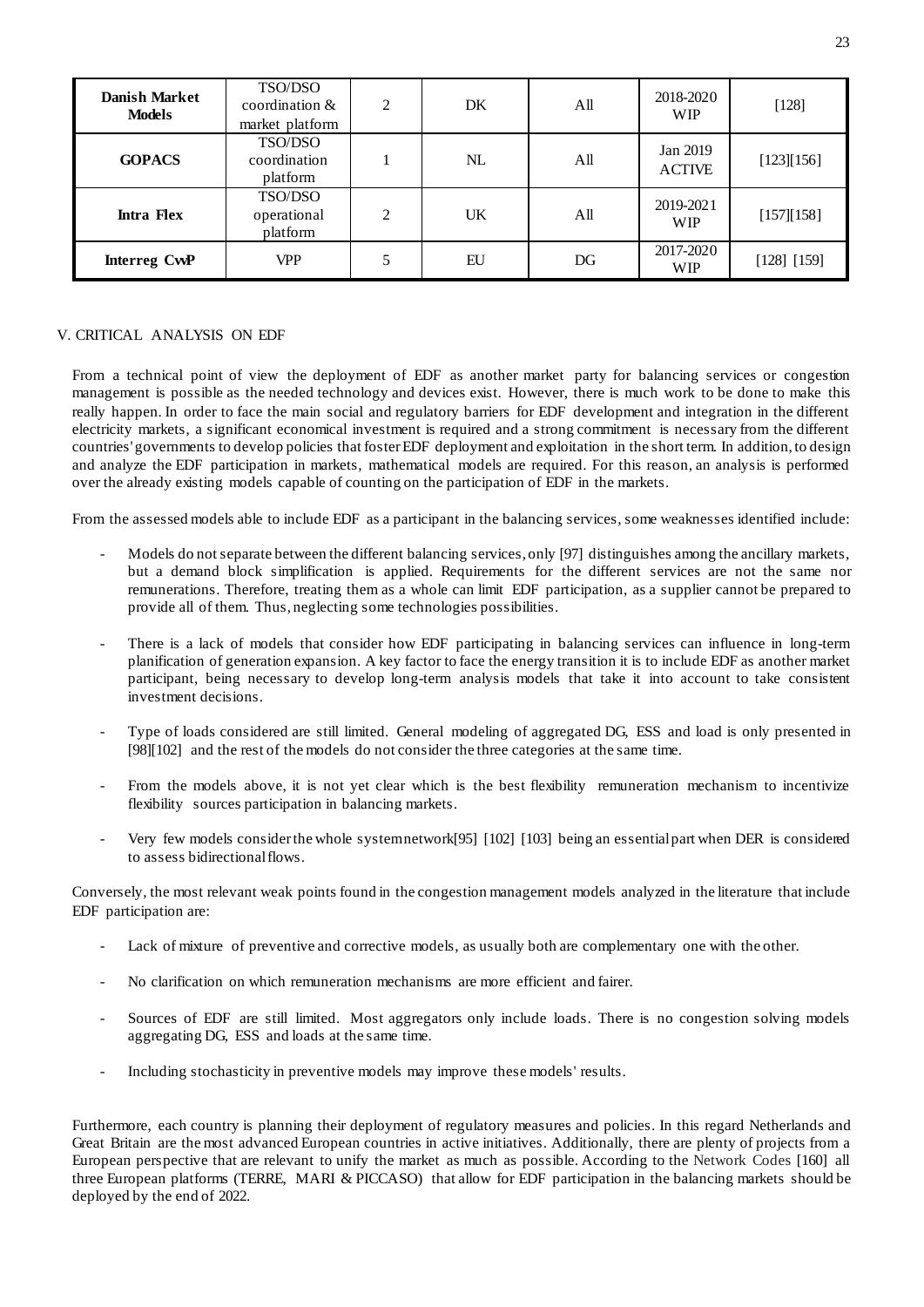| **Danish Market Models** | TSO/DSO coordination & market platform | 2 | DK | All | 2018-2020 WIP | [128] |
|---|---|---|---|---|---|---|
| **GOPACS** | TSO/DSO coordination platform | 1 | NL | All | Jan 2019 ACTIVE | [123][156] |
| **Intra Flex** | TSO/DSO operational platform | 2 | UK | All | 2019-2021 WIP | [157][158] |
| **Interreg CwP** | VPP | 5 | EU | DG | 2017-2020 WIP | [128] [159] |

## V. CRITICAL ANALYSIS ON EDF

From a technical point of view the deployment of EDF as another market party for balancing services or congestion management is possible as the needed technology and devices exist. However, there is much work to be done to make this really happen. In order to face the main social and regulatory barriers for EDF development and integration in the different electricity markets, a significant economical investment is required and a strong commitment is necessary from the different countries' governments to develop policies that foster EDF deployment and exploitation in the short term. In addition, to design and analyze the EDF participation in markets, mathematical models are required. For this reason, an analysis is performed over the already existing models capable of counting on the participation of EDF in the markets.

From the assessed models able to include EDF as a participant in the balancing services, some weaknesses identified include:

- Models do not separate between the different balancing services, only [97] distinguishes among the ancillary markets, but a demand block simplification is applied. Requirements for the different services are not the same nor remunerations. Therefore, treating them as a whole can limit EDF participation, as a supplier cannot be prepared to provide all of them. Thus, neglecting some technologies possibilities.
- There is a lack of models that consider how EDF participating in balancing services can influence in long-term planification of generation expansion. A key factor to face the energy transition it is to include EDF as another market participant, being necessary to develop long-term analysis models that take it into account to take consistent investment decisions.
- Type of loads considered are still limited. General modeling of aggregated DG, ESS and load is only presented in [98][102] and the rest of the models do not consider the three categories at the same time.
- From the models above, it is not yet clear which is the best flexibility remuneration mechanism to incentivize flexibility sources participation in balancing markets.
- Very few models consider the whole system network[95] [102] [103] being an essential part when DER is considered to assess bidirectional flows.

Conversely, the most relevant weak points found in the congestion management models analyzed in the literature that include EDF participation are:

- Lack of mixture of preventive and corrective models, as usually both are complementary one with the other.
- No clarification on which remuneration mechanisms are more efficient and fairer.
- Sources of EDF are still limited. Most aggregators only include loads. There is no congestion solving models aggregating DG, ESS and loads at the same time.
- Including stochasticity in preventive models may improve these models' results.

Furthermore, each country is planning their deployment of regulatory measures and policies. In this regard Netherlands and Great Britain are the most advanced European countries in active initiatives. Additionally, there are plenty of projects from a European perspective that are relevant to unify the market as much as possible. According to the Network Codes [160] all three European platforms (TERRE, MARI & PICCASO) that allow for EDF participation in the balancing markets should be deployed by the end of 2022.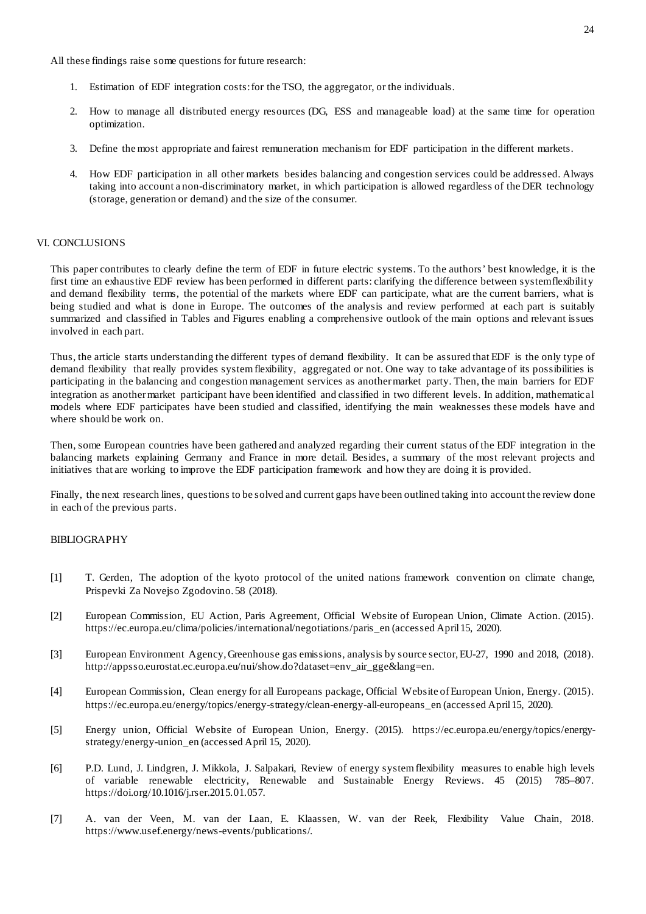All these findings raise some questions for future research:

1. Estimation of EDF integration costs: for the TSO, the aggregator, or the individuals.
2. How to manage all distributed energy resources (DG, ESS and manageable load) at the same time for operation optimization.
3. Define the most appropriate and fairest remuneration mechanism for EDF participation in the different markets.
4. How EDF participation in all other markets besides balancing and congestion services could be addressed. Always taking into account a non-discriminatory market, in which participation is allowed regardless of the DER technology (storage, generation or demand) and the size of the consumer.

## VI. CONCLUSIONS

This paper contributes to clearly define the term of EDF in future electric systems. To the authors' best knowledge, it is the first time an exhaustive EDF review has been performed in different parts: clarifying the difference between system flexibility and demand flexibility terms, the potential of the markets where EDF can participate, what are the current barriers, what is being studied and what is done in Europe. The outcomes of the analysis and review performed at each part is suitably summarized and classified in Tables and Figures enabling a comprehensive outlook of the main options and relevant issues involved in each part.

Thus, the article starts understanding the different types of demand flexibility. It can be assured that EDF is the only type of demand flexibility that really provides system flexibility, aggregated or not. One way to take advantage of its possibilities is participating in the balancing and congestion management services as another market party. Then, the main barriers for EDF integration as another market participant have been identified and classified in two different levels. In addition, mathematical models where EDF participates have been studied and classified, identifying the main weaknesses these models have and where should be work on.

Then, some European countries have been gathered and analyzed regarding their current status of the EDF integration in the balancing markets explaining Germany and France in more detail. Besides, a summary of the most relevant projects and initiatives that are working to improve the EDF participation framework and how they are doing it is provided.

Finally, the next research lines, questions to be solved and current gaps have been outlined taking into account the review done in each of the previous parts.

## BIBLIOGRAPHY

[1] T. Gerden, The adoption of the kyoto protocol of the united nations framework convention on climate change, Prispevki Za Novejso Zgodovino. 58 (2018).

[2] European Commission, EU Action, Paris Agreement, Official Website of European Union, Climate Action. (2015). https://ec.europa.eu/clima/policies/international/negotiations/paris_en (accessed April 15, 2020).

[3] European Environment Agency, Greenhouse gas emissions, analysis by source sector, EU-27, 1990 and 2018, (2018). http://appsso.eurostat.ec.europa.eu/nui/show.do?dataset=env_air_gge&lang=en.

[4] European Commission, Clean energy for all Europeans package, Official Website of European Union, Energy. (2015). https://ec.europa.eu/energy/topics/energy-strategy/clean-energy-all-europeans_en (accessed April 15, 2020).

[5] Energy union, Official Website of European Union, Energy. (2015). https://ec.europa.eu/energy/topics/energy-strategy/energy-union_en (accessed April 15, 2020).

[6] P.D. Lund, J. Lindgren, J. Mikkola, J. Salpakari, Review of energy system flexibility measures to enable high levels of variable renewable electricity, Renewable and Sustainable Energy Reviews. 45 (2015) 785–807. https://doi.org/10.1016/j.rser.2015.01.057.

[7] A. van der Veen, M. van der Laan, E. Klaassen, W. van der Reek, Flexibility Value Chain, 2018. https://www.usef.energy/news-events/publications/.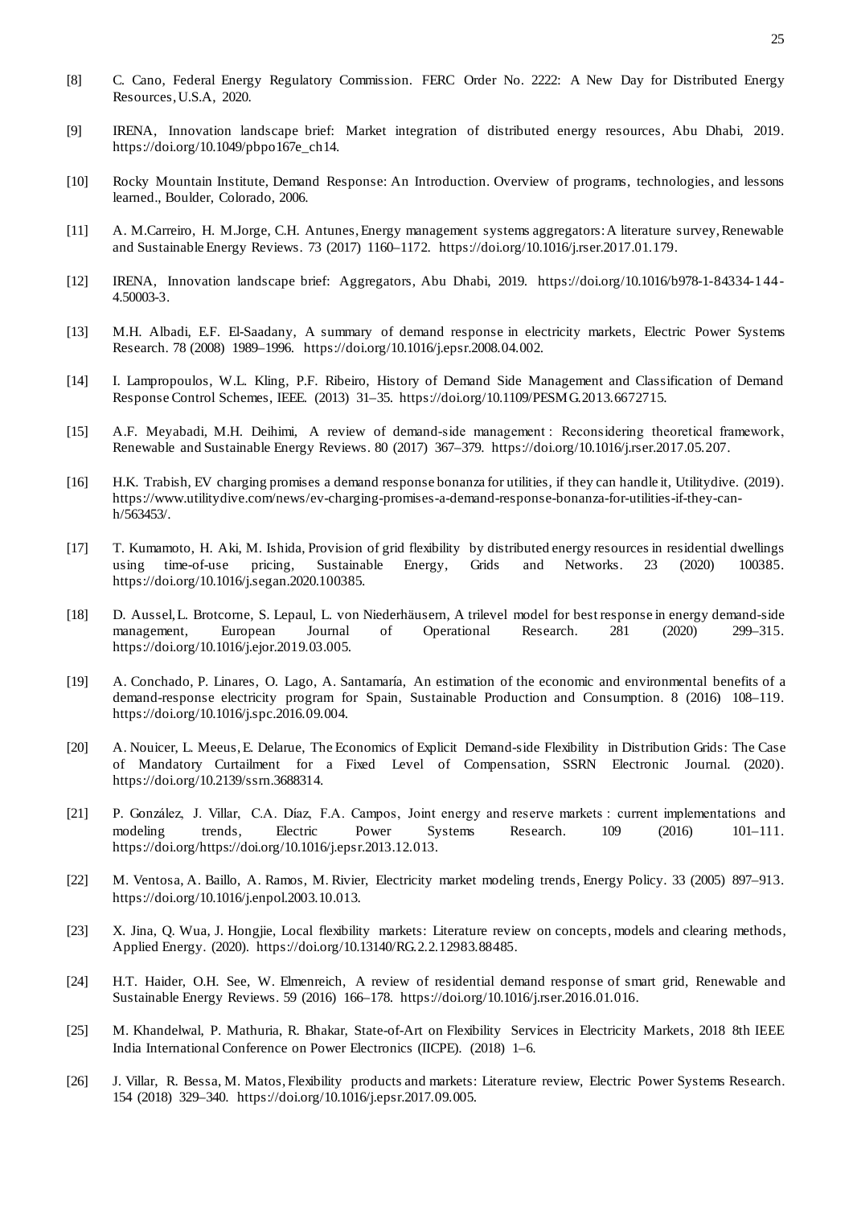[8] C. Cano, Federal Energy Regulatory Commission. FERC Order No. 2222: A New Day for Distributed Energy Resources, U.S.A, 2020.

[9] IRENA, Innovation landscape brief: Market integration of distributed energy resources, Abu Dhabi, 2019. https://doi.org/10.1049/pbpo167e_ch14.

[10] Rocky Mountain Institute, Demand Response: An Introduction. Overview of programs, technologies, and lessons learned., Boulder, Colorado, 2006.

[11] A. M.Carreiro, H. M.Jorge, C.H. Antunes, Energy management systems aggregators: A literature survey, Renewable and Sustainable Energy Reviews. 73 (2017) 1160–1172. https://doi.org/10.1016/j.rser.2017.01.179.

[12] IRENA, Innovation landscape brief: Aggregators, Abu Dhabi, 2019. https://doi.org/10.1016/b978-1-84334-144-4.50003-3.

[13] M.H. Albadi, E.F. El-Saadany, A summary of demand response in electricity markets, Electric Power Systems Research. 78 (2008) 1989–1996. https://doi.org/10.1016/j.epsr.2008.04.002.

[14] I. Lampropoulos, W.L. Kling, P.F. Ribeiro, History of Demand Side Management and Classification of Demand Response Control Schemes, IEEE. (2013) 31–35. https://doi.org/10.1109/PESMG.2013.6672715.

[15] A.F. Meyabadi, M.H. Deihimi, A review of demand-side management : Reconsidering theoretical framework, Renewable and Sustainable Energy Reviews. 80 (2017) 367–379. https://doi.org/10.1016/j.rser.2017.05.207.

[16] H.K. Trabish, EV charging promises a demand response bonanza for utilities, if they can handle it, Utilitydive. (2019). https://www.utilitydive.com/news/ev-charging-promises-a-demand-response-bonanza-for-utilities-if-they-can-h/563453/.

[17] T. Kumamoto, H. Aki, M. Ishida, Provision of grid flexibility by distributed energy resources in residential dwellings using time-of-use pricing, Sustainable Energy, Grids and Networks. 23 (2020) 100385. https://doi.org/10.1016/j.segan.2020.100385.

[18] D. Aussel, L. Brotcorne, S. Lepaul, L. von Niederhäusern, A trilevel model for best response in energy demand-side management, European Journal of Operational Research. 281 (2020) 299–315. https://doi.org/10.1016/j.ejor.2019.03.005.

[19] A. Conchado, P. Linares, O. Lago, A. Santamaría, An estimation of the economic and environmental benefits of a demand-response electricity program for Spain, Sustainable Production and Consumption. 8 (2016) 108–119. https://doi.org/10.1016/j.spc.2016.09.004.

[20] A. Nouicer, L. Meeus, E. Delarue, The Economics of Explicit Demand-side Flexibility in Distribution Grids: The Case of Mandatory Curtailment for a Fixed Level of Compensation, SSRN Electronic Journal. (2020). https://doi.org/10.2139/ssrn.3688314.

[21] P. González, J. Villar, C.A. Díaz, F.A. Campos, Joint energy and reserve markets : current implementations and modeling trends, Electric Power Systems Research. 109 (2016) 101–111. https://doi.org/https://doi.org/10.1016/j.epsr.2013.12.013.

[22] M. Ventosa, A. Baillo, A. Ramos, M. Rivier, Electricity market modeling trends, Energy Policy. 33 (2005) 897–913. https://doi.org/10.1016/j.enpol.2003.10.013.

[23] X. Jina, Q. Wua, J. Hongjie, Local flexibility markets: Literature review on concepts, models and clearing methods, Applied Energy. (2020). https://doi.org/10.13140/RG.2.2.12983.88485.

[24] H.T. Haider, O.H. See, W. Elmenreich, A review of residential demand response of smart grid, Renewable and Sustainable Energy Reviews. 59 (2016) 166–178. https://doi.org/10.1016/j.rser.2016.01.016.

[25] M. Khandelwal, P. Mathuria, R. Bhakar, State-of-Art on Flexibility Services in Electricity Markets, 2018 8th IEEE India International Conference on Power Electronics (IICPE). (2018) 1–6.

[26] J. Villar, R. Bessa, M. Matos, Flexibility products and markets: Literature review, Electric Power Systems Research. 154 (2018) 329–340. https://doi.org/10.1016/j.epsr.2017.09.005.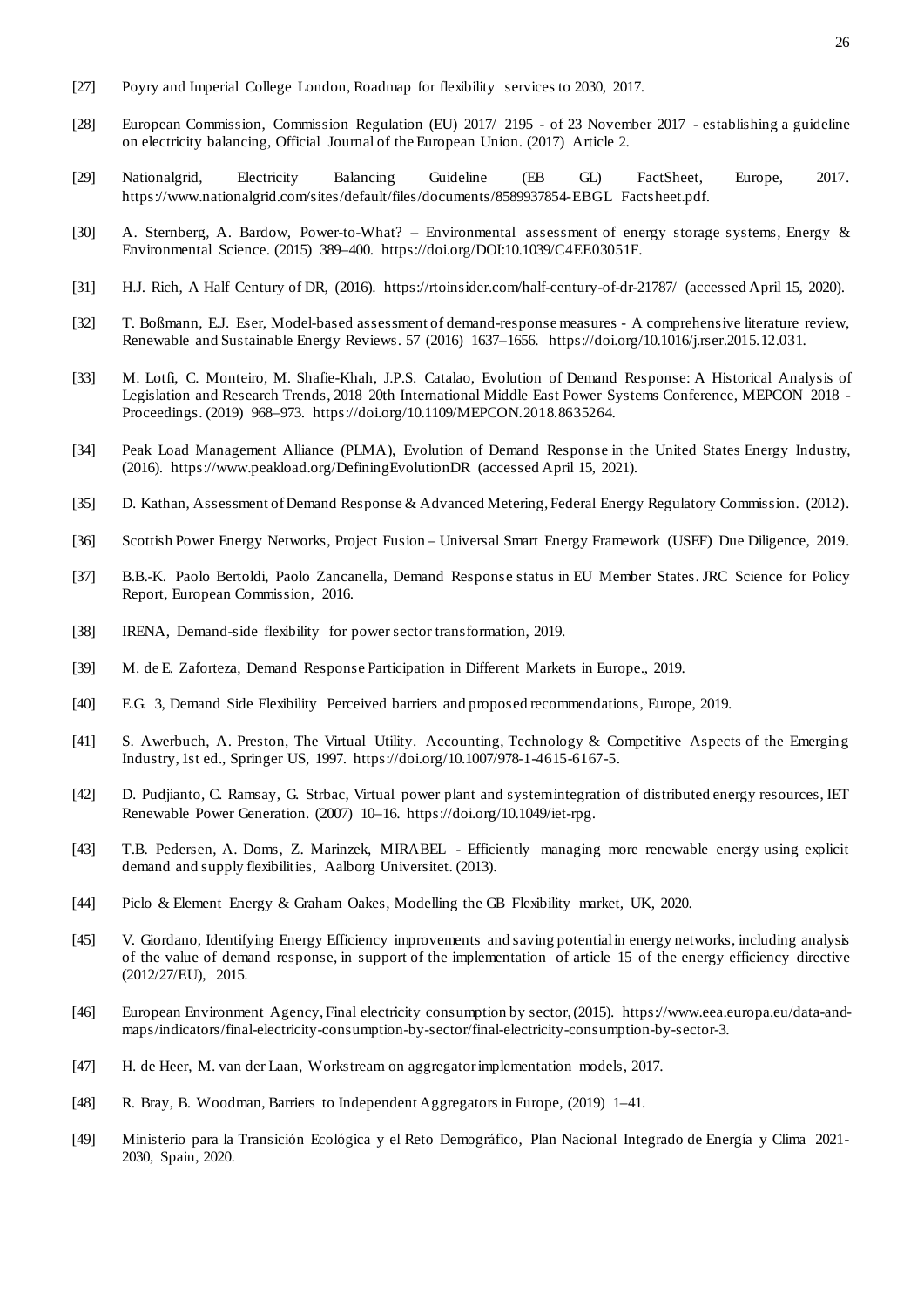[27] Poyry and Imperial College London, Roadmap for flexibility services to 2030, 2017.

[28] European Commission, Commission Regulation (EU) 2017/ 2195 - of 23 November 2017 - establishing a guideline on electricity balancing, Official Journal of the European Union. (2017) Article 2.

[29] Nationalgrid, Electricity Balancing Guideline (EB GL) FactSheet, Europe, 2017. https://www.nationalgrid.com/sites/default/files/documents/8589937854-EBGL Factsheet.pdf.

[30] A. Sternberg, A. Bardow, Power-to-What? – Environmental assessment of energy storage systems, Energy & Environmental Science. (2015) 389–400. https://doi.org/DOI:10.1039/C4EE03051F.

[31] H.J. Rich, A Half Century of DR, (2016). https://rtoinsider.com/half-century-of-dr-21787/ (accessed April 15, 2020).

[32] T. Boßmann, E.J. Eser, Model-based assessment of demand-response measures - A comprehensive literature review, Renewable and Sustainable Energy Reviews. 57 (2016) 1637–1656. https://doi.org/10.1016/j.rser.2015.12.031.

[33] M. Lotfi, C. Monteiro, M. Shafie-Khah, J.P.S. Catalao, Evolution of Demand Response: A Historical Analysis of Legislation and Research Trends, 2018 20th International Middle East Power Systems Conference, MEPCON 2018 - Proceedings. (2019) 968–973. https://doi.org/10.1109/MEPCON.2018.8635264.

[34] Peak Load Management Alliance (PLMA), Evolution of Demand Response in the United States Energy Industry, (2016). https://www.peakload.org/DefiningEvolutionDR (accessed April 15, 2021).

[35] D. Kathan, Assessment of Demand Response & Advanced Metering, Federal Energy Regulatory Commission. (2012).

[36] Scottish Power Energy Networks, Project Fusion – Universal Smart Energy Framework (USEF) Due Diligence, 2019.

[37] B.B.-K. Paolo Bertoldi, Paolo Zancanella, Demand Response status in EU Member States. JRC Science for Policy Report, European Commission, 2016.

[38] IRENA, Demand-side flexibility for power sector transformation, 2019.

[39] M. de E. Zaforteza, Demand Response Participation in Different Markets in Europe., 2019.

[40] E.G. 3, Demand Side Flexibility Perceived barriers and proposed recommendations, Europe, 2019.

[41] S. Awerbuch, A. Preston, The Virtual Utility. Accounting, Technology & Competitive Aspects of the Emerging Industry, 1st ed., Springer US, 1997. https://doi.org/10.1007/978-1-4615-6167-5.

[42] D. Pudjianto, C. Ramsay, G. Strbac, Virtual power plant and system integration of distributed energy resources, IET Renewable Power Generation. (2007) 10–16. https://doi.org/10.1049/iet-rpg.

[43] T.B. Pedersen, A. Doms, Z. Marinzek, MIRABEL - Efficiently managing more renewable energy using explicit demand and supply flexibilities, Aalborg Universitet. (2013).

[44] Piclo & Element Energy & Graham Oakes, Modelling the GB Flexibility market, UK, 2020.

[45] V. Giordano, Identifying Energy Efficiency improvements and saving potential in energy networks, including analysis of the value of demand response, in support of the implementation of article 15 of the energy efficiency directive (2012/27/EU), 2015.

[46] European Environment Agency, Final electricity consumption by sector, (2015). https://www.eea.europa.eu/data-and-maps/indicators/final-electricity-consumption-by-sector/final-electricity-consumption-by-sector-3.

[47] H. de Heer, M. van der Laan, Workstream on aggregator implementation models, 2017.

[48] R. Bray, B. Woodman, Barriers to Independent Aggregators in Europe, (2019) 1–41.

[49] Ministerio para la Transición Ecológica y el Reto Demográfico, Plan Nacional Integrado de Energía y Clima 2021-2030, Spain, 2020.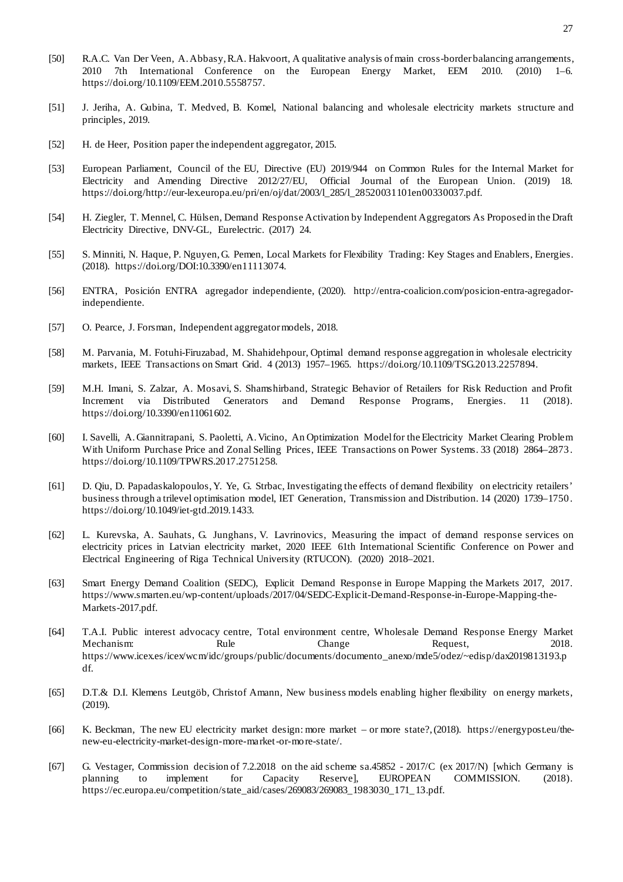[50] R.A.C. Van Der Veen, A. Abbasy, R.A. Hakvoort, A qualitative analysis of main cross-border balancing arrangements, 2010 7th International Conference on the European Energy Market, EEM 2010. (2010) 1–6. https://doi.org/10.1109/EEM.2010.5558757.

[51] J. Jeriha, A. Gubina, T. Medved, B. Komel, National balancing and wholesale electricity markets structure and principles, 2019.

[52] H. de Heer, Position paper the independent aggregator, 2015.

[53] European Parliament, Council of the EU, Directive (EU) 2019/944 on Common Rules for the Internal Market for Electricity and Amending Directive 2012/27/EU, Official Journal of the European Union. (2019) 18. https://doi.org/http://eur-lex.europa.eu/pri/en/oj/dat/2003/l_285/l_28520031101en00330037.pdf.

[54] H. Ziegler, T. Mennel, C. Hülsen, Demand Response Activation by Independent Aggregators As Proposed in the Draft Electricity Directive, DNV-GL, Eurelectric. (2017) 24.

[55] S. Minniti, N. Haque, P. Nguyen, G. Pemen, Local Markets for Flexibility Trading: Key Stages and Enablers, Energies. (2018). https://doi.org/DOI:10.3390/en11113074.

[56] ENTRA, Posición ENTRA agregador independiente, (2020). http://entra-coalicion.com/posicion-entra-agregador-independiente.

[57] O. Pearce, J. Forsman, Independent aggregator models, 2018.

[58] M. Parvania, M. Fotuhi-Firuzabad, M. Shahidehpour, Optimal demand response aggregation in wholesale electricity markets, IEEE Transactions on Smart Grid. 4 (2013) 1957–1965. https://doi.org/10.1109/TSG.2013.2257894.

[59] M.H. Imani, S. Zalzar, A. Mosavi, S. Shamshirband, Strategic Behavior of Retailers for Risk Reduction and Profit Increment via Distributed Generators and Demand Response Programs, Energies. 11 (2018). https://doi.org/10.3390/en11061602.

[60] I. Savelli, A. Giannitrapani, S. Paoletti, A. Vicino, An Optimization Model for the Electricity Market Clearing Problem With Uniform Purchase Price and Zonal Selling Prices, IEEE Transactions on Power Systems. 33 (2018) 2864–2873. https://doi.org/10.1109/TPWRS.2017.2751258.

[61] D. Qiu, D. Papadaskalopoulos, Y. Ye, G. Strbac, Investigating the effects of demand flexibility on electricity retailers' business through a trilevel optimisation model, IET Generation, Transmission and Distribution. 14 (2020) 1739–1750. https://doi.org/10.1049/iet-gtd.2019.1433.

[62] L. Kurevska, A. Sauhats, G. Junghans, V. Lavrinovics, Measuring the impact of demand response services on electricity prices in Latvian electricity market, 2020 IEEE 61th International Scientific Conference on Power and Electrical Engineering of Riga Technical University (RTUCON). (2020) 2018–2021.

[63] Smart Energy Demand Coalition (SEDC), Explicit Demand Response in Europe Mapping the Markets 2017, 2017. https://www.smarten.eu/wp-content/uploads/2017/04/SEDC-Explicit-Demand-Response-in-Europe-Mapping-the-Markets-2017.pdf.

[64] T.A.I. Public interest advocacy centre, Total environment centre, Wholesale Demand Response Energy Market Mechanism: Rule Change Request, 2018. https://www.icex.es/icex/wcm/idc/groups/public/documents/documento_anexo/mde5/odez/~edisp/dax2019813193.pdf.

[65] D.T.& D.I. Klemens Leutgöb, Christof Amann, New business models enabling higher flexibility on energy markets, (2019).

[66] K. Beckman, The new EU electricity market design: more market – or more state?, (2018). https://energypost.eu/the-new-eu-electricity-market-design-more-market-or-more-state/.

[67] G. Vestager, Commission decision of 7.2.2018 on the aid scheme sa.45852 - 2017/C (ex 2017/N) [which Germany is planning to implement for Capacity Reserve], EUROPEAN COMMISSION. (2018). https://ec.europa.eu/competition/state_aid/cases/269083/269083_1983030_171_13.pdf.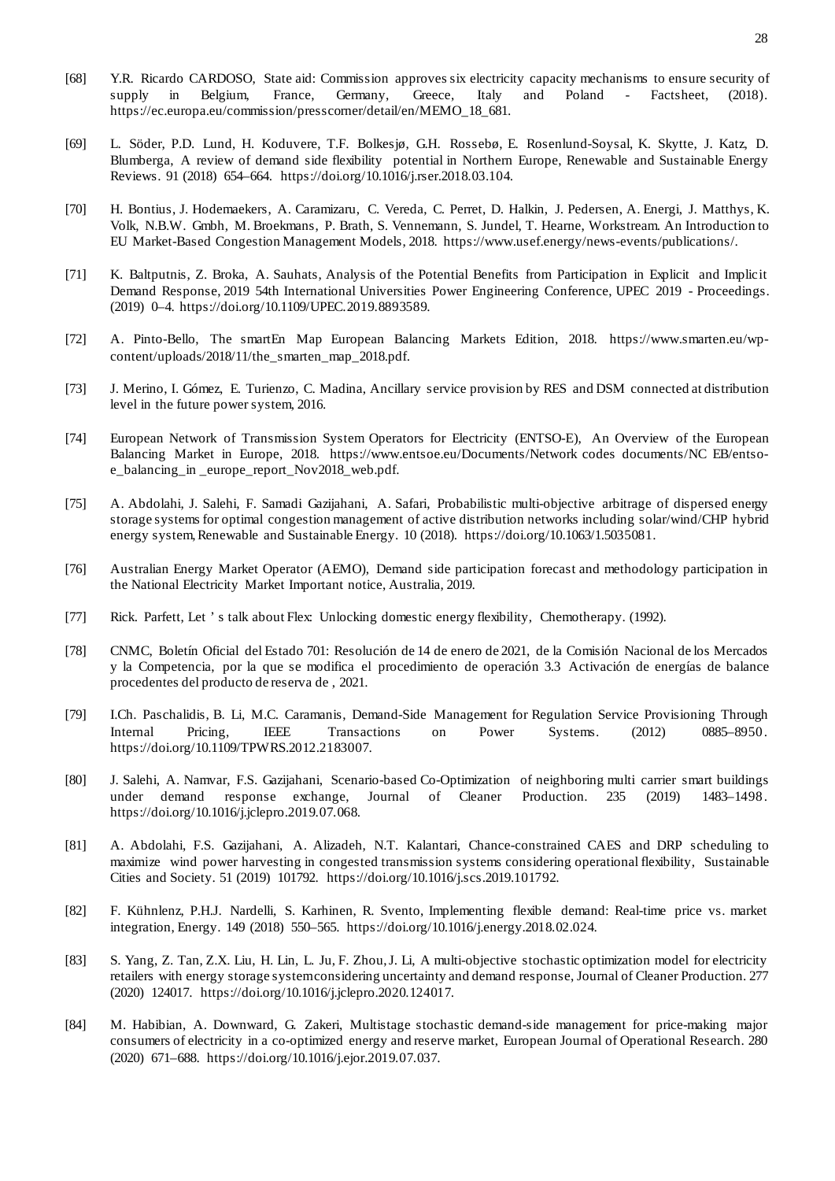[68] Y.R. Ricardo CARDOSO, State aid: Commission approves six electricity capacity mechanisms to ensure security of supply in Belgium, France, Germany, Greece, Italy and Poland - Factsheet, (2018). https://ec.europa.eu/commission/presscorner/detail/en/MEMO_18_681.

[69] L. Söder, P.D. Lund, H. Koduvere, T.F. Bolkesjø, G.H. Rossebø, E. Rosenlund-Soysal, K. Skytte, J. Katz, D. Blumberga, A review of demand side flexibility potential in Northern Europe, Renewable and Sustainable Energy Reviews. 91 (2018) 654–664. https://doi.org/10.1016/j.rser.2018.03.104.

[70] H. Bontius, J. Hodemaekers, A. Caramizaru, C. Vereda, C. Perret, D. Halkin, J. Pedersen, A. Energi, J. Matthys, K. Volk, N.B.W. Gmbh, M. Broekmans, P. Brath, S. Vennemann, S. Jundel, T. Hearne, Workstream. An Introduction to EU Market-Based Congestion Management Models, 2018. https://www.usef.energy/news-events/publications/.

[71] K. Baltputnis, Z. Broka, A. Sauhats, Analysis of the Potential Benefits from Participation in Explicit and Implicit Demand Response, 2019 54th International Universities Power Engineering Conference, UPEC 2019 - Proceedings. (2019) 0–4. https://doi.org/10.1109/UPEC.2019.8893589.

[72] A. Pinto-Bello, The smartEn Map European Balancing Markets Edition, 2018. https://www.smarten.eu/wp-content/uploads/2018/11/the_smarten_map_2018.pdf.

[73] J. Merino, I. Gómez, E. Turienzo, C. Madina, Ancillary service provision by RES and DSM connected at distribution level in the future power system, 2016.

[74] European Network of Transmission System Operators for Electricity (ENTSO-E), An Overview of the European Balancing Market in Europe, 2018. https://www.entsoe.eu/Documents/Network codes documents/NC EB/entso-e_balancing_in _europe_report_Nov2018_web.pdf.

[75] A. Abdolahi, J. Salehi, F. Samadi Gazijahani, A. Safari, Probabilistic multi-objective arbitrage of dispersed energy storage systems for optimal congestion management of active distribution networks including solar/wind/CHP hybrid energy system, Renewable and Sustainable Energy. 10 (2018). https://doi.org/10.1063/1.5035081.

[76] Australian Energy Market Operator (AEMO), Demand side participation forecast and methodology participation in the National Electricity Market Important notice, Australia, 2019.

[77] Rick. Parfett, Let ' s talk about Flex: Unlocking domestic energy flexibility, Chemotherapy. (1992).

[78] CNMC, Boletín Oficial del Estado 701: Resolución de 14 de enero de 2021, de la Comisión Nacional de los Mercados y la Competencia, por la que se modifica el procedimiento de operación 3.3 Activación de energías de balance procedentes del producto de reserva de , 2021.

[79] I.Ch. Paschalidis, B. Li, M.C. Caramanis, Demand-Side Management for Regulation Service Provisioning Through Internal Pricing, IEEE Transactions on Power Systems. (2012) 0885–8950. https://doi.org/10.1109/TPWRS.2012.2183007.

[80] J. Salehi, A. Namvar, F.S. Gazijahani, Scenario-based Co-Optimization of neighboring multi carrier smart buildings under demand response exchange, Journal of Cleaner Production. 235 (2019) 1483–1498. https://doi.org/10.1016/j.jclepro.2019.07.068.

[81] A. Abdolahi, F.S. Gazijahani, A. Alizadeh, N.T. Kalantari, Chance-constrained CAES and DRP scheduling to maximize wind power harvesting in congested transmission systems considering operational flexibility, Sustainable Cities and Society. 51 (2019) 101792. https://doi.org/10.1016/j.scs.2019.101792.

[82] F. Kühnlenz, P.H.J. Nardelli, S. Karhinen, R. Svento, Implementing flexible demand: Real-time price vs. market integration, Energy. 149 (2018) 550–565. https://doi.org/10.1016/j.energy.2018.02.024.

[83] S. Yang, Z. Tan, Z.X. Liu, H. Lin, L. Ju, F. Zhou, J. Li, A multi-objective stochastic optimization model for electricity retailers with energy storage systemconsidering uncertainty and demand response, Journal of Cleaner Production. 277 (2020) 124017. https://doi.org/10.1016/j.jclepro.2020.124017.

[84] M. Habibian, A. Downward, G. Zakeri, Multistage stochastic demand-side management for price-making major consumers of electricity in a co-optimized energy and reserve market, European Journal of Operational Research. 280 (2020) 671–688. https://doi.org/10.1016/j.ejor.2019.07.037.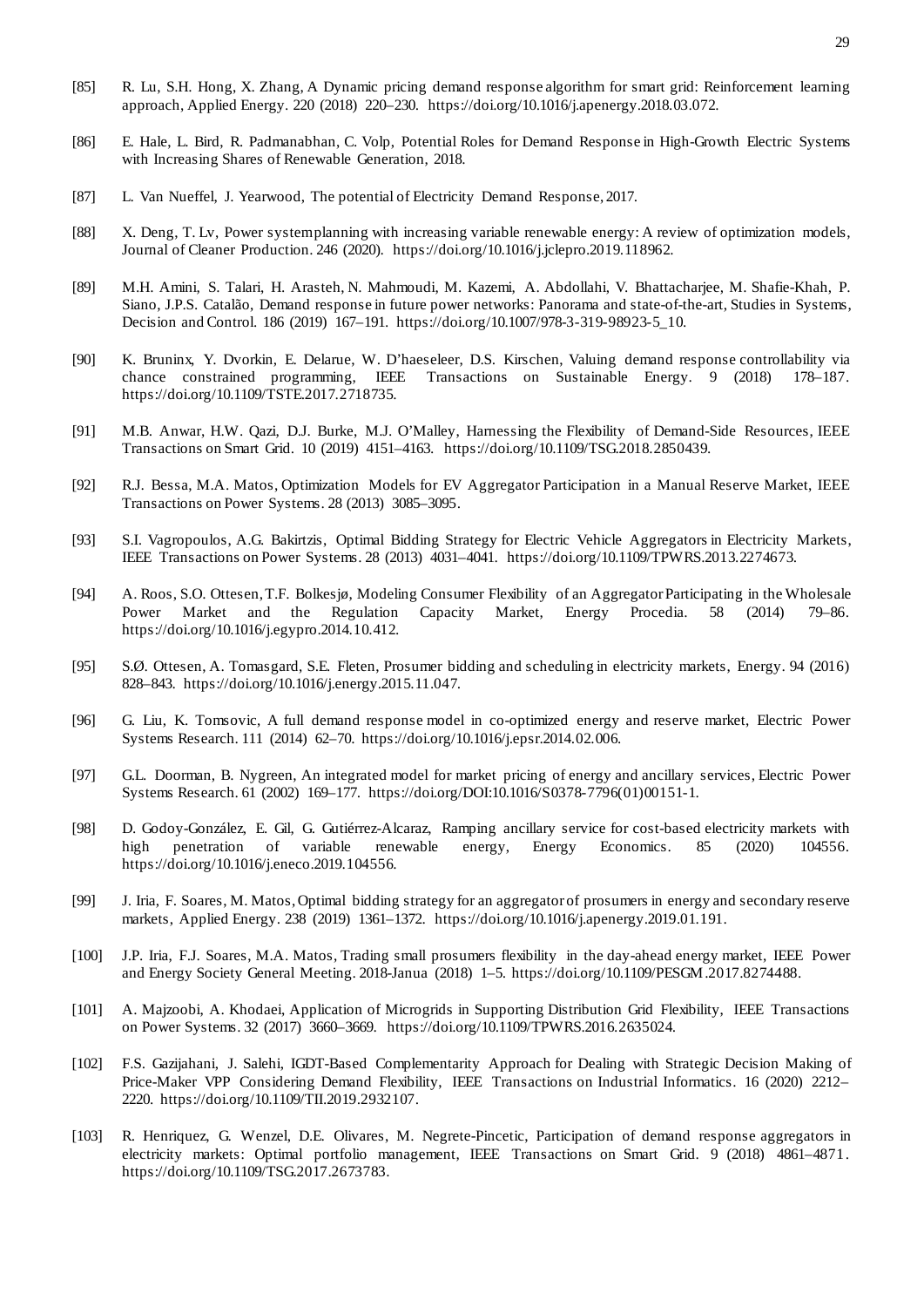[85] R. Lu, S.H. Hong, X. Zhang, A Dynamic pricing demand response algorithm for smart grid: Reinforcement learning approach, Applied Energy. 220 (2018) 220–230. https://doi.org/10.1016/j.apenergy.2018.03.072.

[86] E. Hale, L. Bird, R. Padmanabhan, C. Volp, Potential Roles for Demand Response in High-Growth Electric Systems with Increasing Shares of Renewable Generation, 2018.

[87] L. Van Nueffel, J. Yearwood, The potential of Electricity Demand Response, 2017.

[88] X. Deng, T. Lv, Power system planning with increasing variable renewable energy: A review of optimization models, Journal of Cleaner Production. 246 (2020). https://doi.org/10.1016/j.jclepro.2019.118962.

[89] M.H. Amini, S. Talari, H. Arasteh, N. Mahmoudi, M. Kazemi, A. Abdollahi, V. Bhattacharjee, M. Shafie-Khah, P. Siano, J.P.S. Catalão, Demand response in future power networks: Panorama and state-of-the-art, Studies in Systems, Decision and Control. 186 (2019) 167–191. https://doi.org/10.1007/978-3-319-98923-5_10.

[90] K. Bruninx, Y. Dvorkin, E. Delarue, W. D'haeseleer, D.S. Kirschen, Valuing demand response controllability via chance constrained programming, IEEE Transactions on Sustainable Energy. 9 (2018) 178–187. https://doi.org/10.1109/TSTE.2017.2718735.

[91] M.B. Anwar, H.W. Qazi, D.J. Burke, M.J. O'Malley, Harnessing the Flexibility of Demand-Side Resources, IEEE Transactions on Smart Grid. 10 (2019) 4151–4163. https://doi.org/10.1109/TSG.2018.2850439.

[92] R.J. Bessa, M.A. Matos, Optimization Models for EV Aggregator Participation in a Manual Reserve Market, IEEE Transactions on Power Systems. 28 (2013) 3085–3095.

[93] S.I. Vagropoulos, A.G. Bakirtzis, Optimal Bidding Strategy for Electric Vehicle Aggregators in Electricity Markets, IEEE Transactions on Power Systems. 28 (2013) 4031–4041. https://doi.org/10.1109/TPWRS.2013.2274673.

[94] A. Roos, S.O. Ottesen, T.F. Bolkesjø, Modeling Consumer Flexibility of an Aggregator Participating in the Wholesale Power Market and the Regulation Capacity Market, Energy Procedia. 58 (2014) 79–86. https://doi.org/10.1016/j.egypro.2014.10.412.

[95] S.Ø. Ottesen, A. Tomasgard, S.E. Fleten, Prosumer bidding and scheduling in electricity markets, Energy. 94 (2016) 828–843. https://doi.org/10.1016/j.energy.2015.11.047.

[96] G. Liu, K. Tomsovic, A full demand response model in co-optimized energy and reserve market, Electric Power Systems Research. 111 (2014) 62–70. https://doi.org/10.1016/j.epsr.2014.02.006.

[97] G.L. Doorman, B. Nygreen, An integrated model for market pricing of energy and ancillary services, Electric Power Systems Research. 61 (2002) 169–177. https://doi.org/DOI:10.1016/S0378-7796(01)00151-1.

[98] D. Godoy-González, E. Gil, G. Gutiérrez-Alcaraz, Ramping ancillary service for cost-based electricity markets with high penetration of variable renewable energy, Energy Economics. 85 (2020) 104556. https://doi.org/10.1016/j.eneco.2019.104556.

[99] J. Iria, F. Soares, M. Matos, Optimal bidding strategy for an aggregator of prosumers in energy and secondary reserve markets, Applied Energy. 238 (2019) 1361–1372. https://doi.org/10.1016/j.apenergy.2019.01.191.

[100] J.P. Iria, F.J. Soares, M.A. Matos, Trading small prosumers flexibility in the day-ahead energy market, IEEE Power and Energy Society General Meeting. 2018-Janua (2018) 1–5. https://doi.org/10.1109/PESGM.2017.8274488.

[101] A. Majzoobi, A. Khodaei, Application of Microgrids in Supporting Distribution Grid Flexibility, IEEE Transactions on Power Systems. 32 (2017) 3660–3669. https://doi.org/10.1109/TPWRS.2016.2635024.

[102] F.S. Gazijahani, J. Salehi, IGDT-Based Complementarity Approach for Dealing with Strategic Decision Making of Price-Maker VPP Considering Demand Flexibility, IEEE Transactions on Industrial Informatics. 16 (2020) 2212–2220. https://doi.org/10.1109/TII.2019.2932107.

[103] R. Henriquez, G. Wenzel, D.E. Olivares, M. Negrete-Pincetic, Participation of demand response aggregators in electricity markets: Optimal portfolio management, IEEE Transactions on Smart Grid. 9 (2018) 4861–4871. https://doi.org/10.1109/TSG.2017.2673783.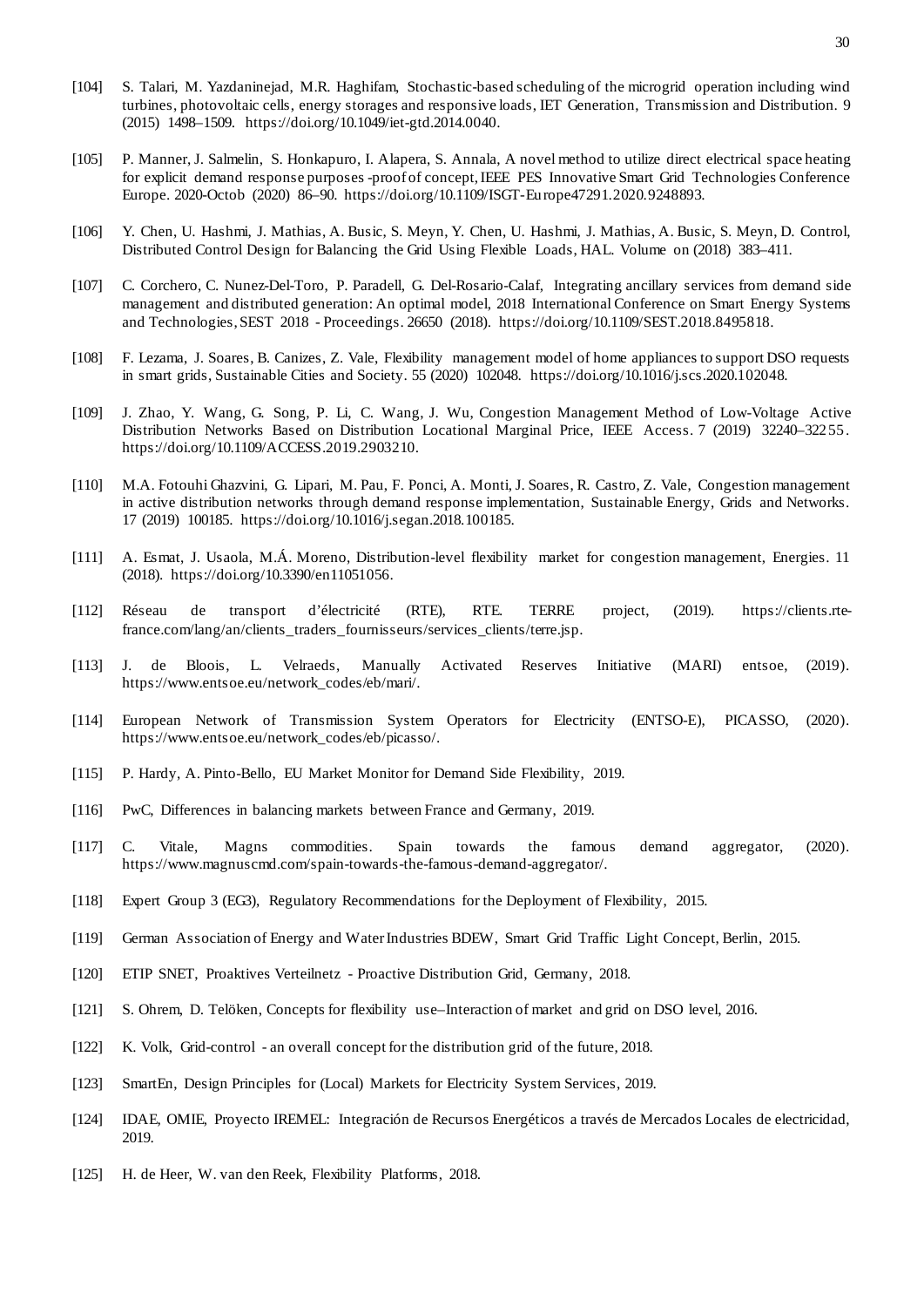[104] S. Talari, M. Yazdaninejad, M.R. Haghifam, Stochastic-based scheduling of the microgrid operation including wind turbines, photovoltaic cells, energy storages and responsive loads, IET Generation, Transmission and Distribution. 9 (2015) 1498–1509. https://doi.org/10.1049/iet-gtd.2014.0040.

[105] P. Manner, J. Salmelin, S. Honkapuro, I. Alapera, S. Annala, A novel method to utilize direct electrical space heating for explicit demand response purposes -proof of concept, IEEE PES Innovative Smart Grid Technologies Conference Europe. 2020-Octob (2020) 86–90. https://doi.org/10.1109/ISGT-Europe47291.2020.9248893.

[106] Y. Chen, U. Hashmi, J. Mathias, A. Busic, S. Meyn, Y. Chen, U. Hashmi, J. Mathias, A. Busic, S. Meyn, D. Control, Distributed Control Design for Balancing the Grid Using Flexible Loads, HAL. Volume on (2018) 383–411.

[107] C. Corchero, C. Nunez-Del-Toro, P. Paradell, G. Del-Rosario-Calaf, Integrating ancillary services from demand side management and distributed generation: An optimal model, 2018 International Conference on Smart Energy Systems and Technologies, SEST 2018 - Proceedings. 26650 (2018). https://doi.org/10.1109/SEST.2018.8495818.

[108] F. Lezama, J. Soares, B. Canizes, Z. Vale, Flexibility management model of home appliances to support DSO requests in smart grids, Sustainable Cities and Society. 55 (2020) 102048. https://doi.org/10.1016/j.scs.2020.102048.

[109] J. Zhao, Y. Wang, G. Song, P. Li, C. Wang, J. Wu, Congestion Management Method of Low-Voltage Active Distribution Networks Based on Distribution Locational Marginal Price, IEEE Access. 7 (2019) 32240–32255. https://doi.org/10.1109/ACCESS.2019.2903210.

[110] M.A. Fotouhi Ghazvini, G. Lipari, M. Pau, F. Ponci, A. Monti, J. Soares, R. Castro, Z. Vale, Congestion management in active distribution networks through demand response implementation, Sustainable Energy, Grids and Networks. 17 (2019) 100185. https://doi.org/10.1016/j.segan.2018.100185.

[111] A. Esmat, J. Usaola, M.Á. Moreno, Distribution-level flexibility market for congestion management, Energies. 11 (2018). https://doi.org/10.3390/en11051056.

[112] Réseau de transport d'électricité (RTE), RTE. TERRE project, (2019). https://clients.rte-france.com/lang/an/clients_traders_fournisseurs/services_clients/terre.jsp.

[113] J. de Bloois, L. Velraeds, Manually Activated Reserves Initiative (MARI) entsoe, (2019). https://www.entsoe.eu/network_codes/eb/mari/.

[114] European Network of Transmission System Operators for Electricity (ENTSO-E), PICASSO, (2020). https://www.entsoe.eu/network_codes/eb/picasso/.

[115] P. Hardy, A. Pinto-Bello, EU Market Monitor for Demand Side Flexibility, 2019.

[116] PwC, Differences in balancing markets between France and Germany, 2019.

[117] C. Vitale, Magns commodities. Spain towards the famous demand aggregator, (2020). https://www.magnuscmd.com/spain-towards-the-famous-demand-aggregator/.

[118] Expert Group 3 (EG3), Regulatory Recommendations for the Deployment of Flexibility, 2015.

[119] German Association of Energy and Water Industries BDEW, Smart Grid Traffic Light Concept, Berlin, 2015.

[120] ETIP SNET, Proaktives Verteilnetz - Proactive Distribution Grid, Germany, 2018.

[121] S. Ohrem, D. Telöken, Concepts for flexibility use–Interaction of market and grid on DSO level, 2016.

[122] K. Volk, Grid-control - an overall concept for the distribution grid of the future, 2018.

[123] SmartEn, Design Principles for (Local) Markets for Electricity System Services, 2019.

[124] IDAE, OMIE, Proyecto IREMEL: Integración de Recursos Energéticos a través de Mercados Locales de electricidad, 2019.

[125] H. de Heer, W. van den Reek, Flexibility Platforms, 2018.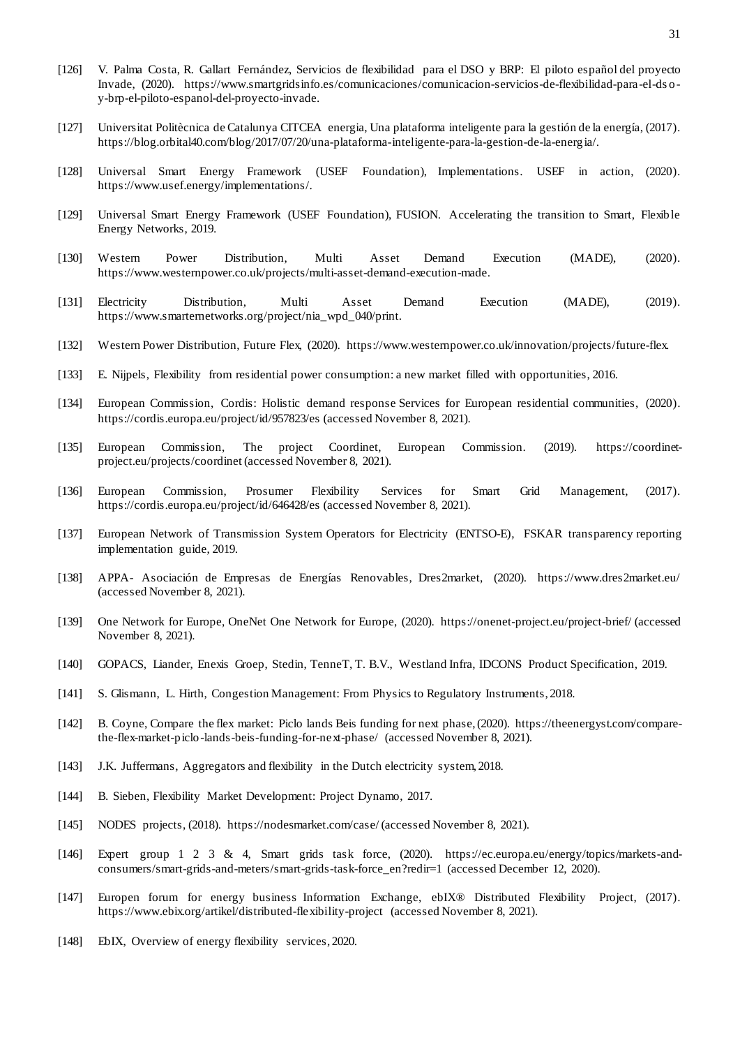[126] V. Palma Costa, R. Gallart Fernández, Servicios de flexibilidad para el DSO y BRP: El piloto español del proyecto Invade, (2020). https://www.smartgridsinfo.es/comunicaciones/comunicacion-servicios-de-flexibilidad-para-el-dso-y-brp-el-piloto-espanol-del-proyecto-invade.

[127] Universitat Politècnica de Catalunya CITCEA energia, Una plataforma inteligente para la gestión de la energía, (2017). https://blog.orbital40.com/blog/2017/07/20/una-plataforma-inteligente-para-la-gestion-de-la-energia/.

[128] Universal Smart Energy Framework (USEF Foundation), Implementations. USEF in action, (2020). https://www.usef.energy/implementations/.

[129] Universal Smart Energy Framework (USEF Foundation), FUSION. Accelerating the transition to Smart, Flexible Energy Networks, 2019.

[130] Western Power Distribution, Multi Asset Demand Execution (MADE), (2020). https://www.westernpower.co.uk/projects/multi-asset-demand-execution-made.

[131] Electricity Distribution, Multi Asset Demand Execution (MADE), (2019). https://www.smarternetworks.org/project/nia_wpd_040/print.

[132] Western Power Distribution, Future Flex, (2020). https://www.westernpower.co.uk/innovation/projects/future-flex.

[133] E. Nijpels, Flexibility from residential power consumption: a new market filled with opportunities, 2016.

[134] European Commission, Cordis: Holistic demand response Services for European residential communities, (2020). https://cordis.europa.eu/project/id/957823/es (accessed November 8, 2021).

[135] European Commission, The project Coordinet, European Commission. (2019). https://coordinet-project.eu/projects/coordinet (accessed November 8, 2021).

[136] European Commission, Prosumer Flexibility Services for Smart Grid Management, (2017). https://cordis.europa.eu/project/id/646428/es (accessed November 8, 2021).

[137] European Network of Transmission System Operators for Electricity (ENTSO-E), FSKAR transparency reporting implementation guide, 2019.

[138] APPA- Asociación de Empresas de Energías Renovables, Dres2market, (2020). https://www.dres2market.eu/ (accessed November 8, 2021).

[139] One Network for Europe, OneNet One Network for Europe, (2020). https://onenet-project.eu/project-brief/ (accessed November 8, 2021).

[140] GOPACS, Liander, Enexis Groep, Stedin, TenneT, T. B.V., Westland Infra, IDCONS Product Specification, 2019.

[141] S. Glismann, L. Hirth, Congestion Management: From Physics to Regulatory Instruments, 2018.

[142] B. Coyne, Compare the flex market: Piclo lands Beis funding for next phase, (2020). https://theenergyst.com/compare-the-flex-market-piclo-lands-beis-funding-for-next-phase/ (accessed November 8, 2021).

[143] J.K. Juffermans, Aggregators and flexibility in the Dutch electricity system, 2018.

[144] B. Sieben, Flexibility Market Development: Project Dynamo, 2017.

[145] NODES projects, (2018). https://nodesmarket.com/case/ (accessed November 8, 2021).

[146] Expert group 1 2 3 & 4, Smart grids task force, (2020). https://ec.europa.eu/energy/topics/markets-and-consumers/smart-grids-and-meters/smart-grids-task-force_en?redir=1 (accessed December 12, 2020).

[147] Europen forum for energy business Information Exchange, ebIX® Distributed Flexibility Project, (2017). https://www.ebix.org/artikel/distributed-flexibility-project (accessed November 8, 2021).

[148] EbIX, Overview of energy flexibility services, 2020.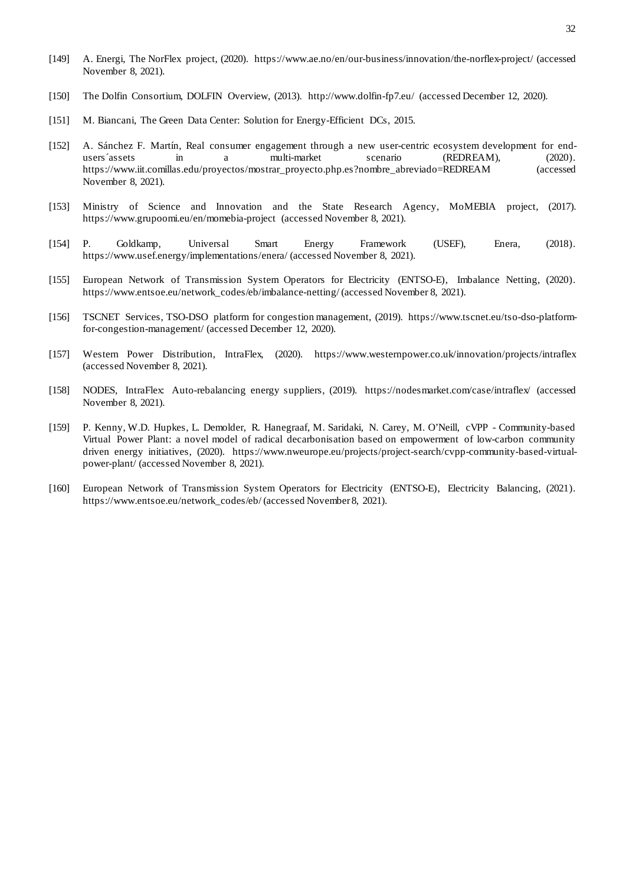[149] A. Energi, The NorFlex project, (2020). https://www.ae.no/en/our-business/innovation/the-norflex-project/ (accessed November 8, 2021).

[150] The Dolfin Consortium, DOLFIN Overview, (2013). http://www.dolfin-fp7.eu/ (accessed December 12, 2020).

[151] M. Biancani, The Green Data Center: Solution for Energy-Efficient DCs, 2015.

[152] A. Sánchez F. Martín, Real consumer engagement through a new user-centric ecosystem development for end-users´assets in a multi-market scenario (REDREAM), (2020). https://www.iit.comillas.edu/proyectos/mostrar_proyecto.php.es?nombre_abreviado=REDREAM (accessed November 8, 2021).

[153] Ministry of Science and Innovation and the State Research Agency, MoMEBIA project, (2017). https://www.grupoomi.eu/en/momebia-project (accessed November 8, 2021).

[154] P. Goldkamp, Universal Smart Energy Framework (USEF), Enera, (2018). https://www.usef.energy/implementations/enera/ (accessed November 8, 2021).

[155] European Network of Transmission System Operators for Electricity (ENTSO-E), Imbalance Netting, (2020). https://www.entsoe.eu/network_codes/eb/imbalance-netting/ (accessed November 8, 2021).

[156] TSCNET Services, TSO-DSO platform for congestion management, (2019). https://www.tscnet.eu/tso-dso-platform-for-congestion-management/ (accessed December 12, 2020).

[157] Western Power Distribution, IntraFlex, (2020). https://www.westernpower.co.uk/innovation/projects/intraflex (accessed November 8, 2021).

[158] NODES, IntraFlex: Auto-rebalancing energy suppliers, (2019). https://nodesmarket.com/case/intraflex/ (accessed November 8, 2021).

[159] P. Kenny, W.D. Hupkes, L. Demolder, R. Hanegraaf, M. Saridaki, N. Carey, M. O'Neill, cVPP - Community-based Virtual Power Plant: a novel model of radical decarbonisation based on empowerment of low-carbon community driven energy initiatives, (2020). https://www.nweurope.eu/projects/project-search/cvpp-community-based-virtual-power-plant/ (accessed November 8, 2021).

[160] European Network of Transmission System Operators for Electricity (ENTSO-E), Electricity Balancing, (2021). https://www.entsoe.eu/network_codes/eb/ (accessed November 8, 2021).